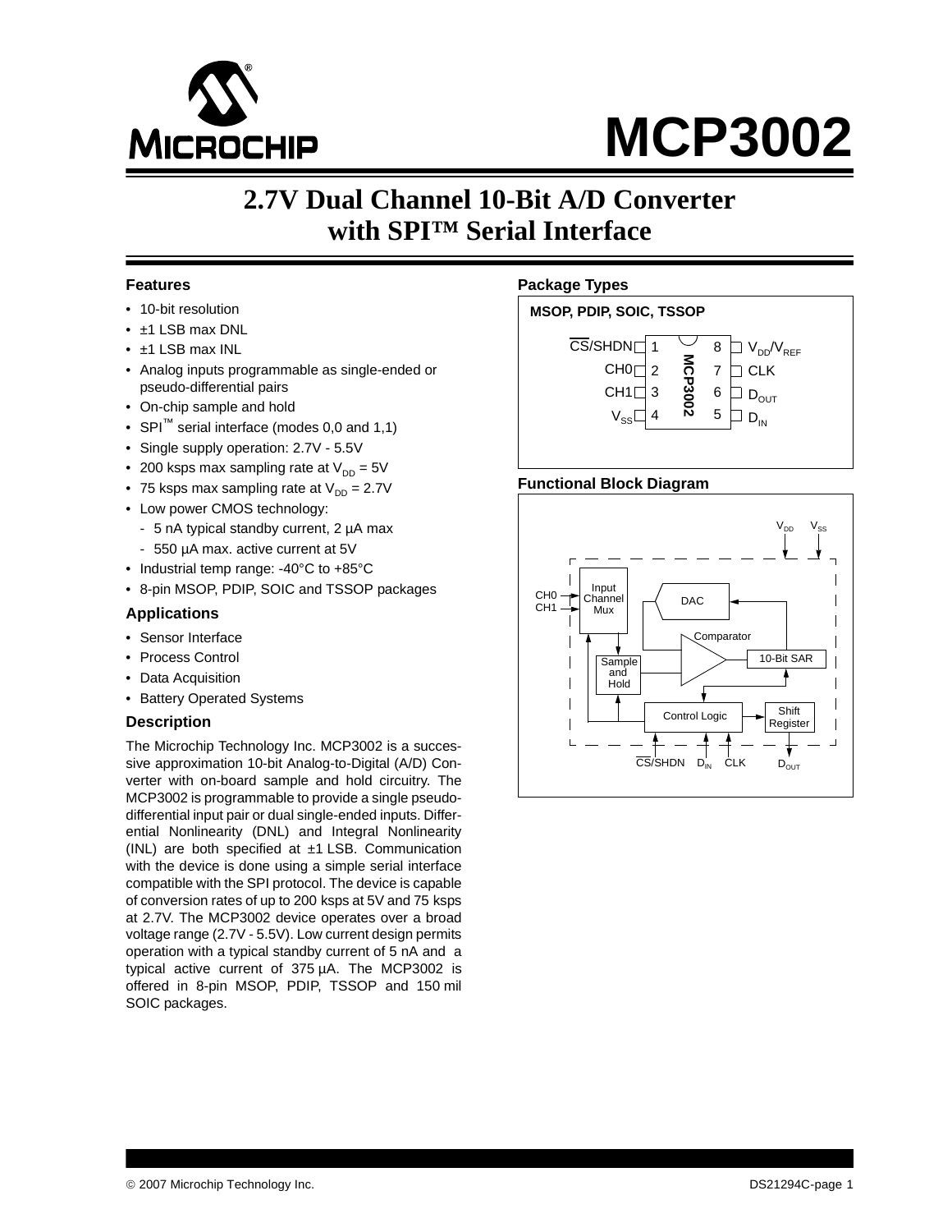# MCP3002

## 2.7V Dual Channel 10-Bit A/D Converter with SPI™ Serial Interface

### Features

- 10-bit resolution
- ±1 LSB max DNL
- ±1 LSB max INL
- Analog inputs programmable as single-ended or pseudo-differential pairs
- On-chip sample and hold
- SPI™ serial interface (modes 0,0 and 1,1)
- Single supply operation: 2.7V - 5.5V
- 200 ksps max sampling rate at $V_{DD}$ = 5V
- 75 ksps max sampling rate at $V_{DD}$ = 2.7V
- Low power CMOS technology:
  - 5 nA typical standby current, 2 µA max
  - 550 µA max. active current at 5V
- Industrial temp range: -40°C to +85°C
- 8-pin MSOP, PDIP, SOIC and TSSOP packages

### Applications

- Sensor Interface
- Process Control
- Data Acquisition
- Battery Operated Systems

### Description

The Microchip Technology Inc. MCP3002 is a successive approximation 10-bit Analog-to-Digital (A/D) Converter with on-board sample and hold circuitry. The MCP3002 is programmable to provide a single pseudo-differential input pair or dual single-ended inputs. Differential Nonlinearity (DNL) and Integral Nonlinearity (INL) are both specified at ±1 LSB. Communication with the device is done using a simple serial interface compatible with the SPI protocol. The device is capable of conversion rates of up to 200 ksps at 5V and 75 ksps at 2.7V. The MCP3002 device operates over a broad voltage range (2.7V - 5.5V). Low current design permits operation with a typical standby current of 5 nA and a typical active current of 375 µA. The MCP3002 is offered in 8-pin MSOP, PDIP, TSSOP and 150 mil SOIC packages.

### Package Types

**MSOP, PDIP, SOIC, TSSOP**

| Pin | Name | Pin | Name |
|---|---|---|---|
| 1 | CS/SHDN | 8 | $V_{DD}/V_{REF}$ |
| 2 | CH0 | 7 | CLK |
| 3 | CH1 | 6 | $D_{OUT}$ |
| 4 | $V_{SS}$ | 5 | $D_{IN}$ |

### Functional Block Diagram

$V_{DD}$, $V_{SS}$, CH0, CH1, Input Channel Mux, DAC, Comparator, Sample and Hold, 10-Bit SAR, Control Logic, Shift Register, CS/SHDN, $D_{IN}$, CLK, $D_{OUT}$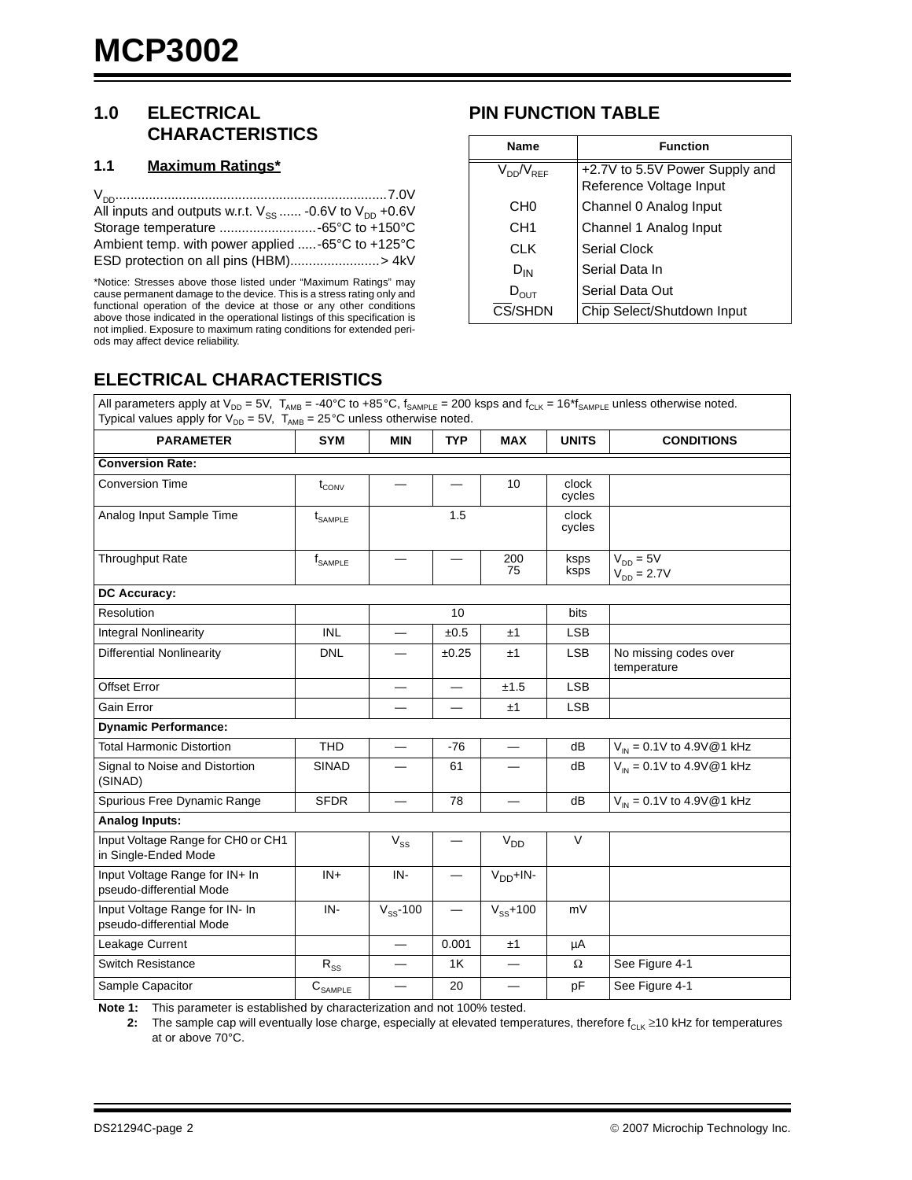## 1.0 ELECTRICAL CHARACTERISTICS

### 1.1 Maximum Ratings*

$V_{DD}$ .......................................................................7.0V
All inputs and outputs w.r.t. $V_{SS}$ ...... -0.6V to $V_{DD}$ +0.6V
Storage temperature ..........................-65°C to +150°C
Ambient temp. with power applied .....-65°C to +125°C
ESD protection on all pins (HBM)........................> 4kV

*Notice: Stresses above those listed under "Maximum Ratings" may cause permanent damage to the device. This is a stress rating only and functional operation of the device at those or any other conditions above those indicated in the operational listings of this specification is not implied. Exposure to maximum rating conditions for extended periods may affect device reliability.

## PIN FUNCTION TABLE

| Name | Function |
|---|---|
| $V_{DD}/V_{REF}$ | +2.7V to 5.5V Power Supply and Reference Voltage Input |
| CH0 | Channel 0 Analog Input |
| CH1 | Channel 1 Analog Input |
| CLK | Serial Clock |
| $D_{IN}$ | Serial Data In |
| $D_{OUT}$ | Serial Data Out |
| $\overline{CS}$/SHDN | Chip Select/Shutdown Input |

## ELECTRICAL CHARACTERISTICS

All parameters apply at $V_{DD}$ = 5V, $T_{AMB}$ = -40°C to +85°C, $f_{SAMPLE}$ = 200 ksps and $f_{CLK}$ = 16*$f_{SAMPLE}$ unless otherwise noted. Typical values apply for $V_{DD}$ = 5V, $T_{AMB}$ = 25°C unless otherwise noted.

| PARAMETER | SYM | MIN | TYP | MAX | UNITS | CONDITIONS |
|---|---|---|---|---|---|---|
| **Conversion Rate:** | | | | | | |
| Conversion Time | $t_{CONV}$ | — | — | 10 | clock cycles | |
| Analog Input Sample Time | $t_{SAMPLE}$ | | 1.5 | | clock cycles | |
| Throughput Rate | $f_{SAMPLE}$ | — | — | 200<br>75 | ksps<br>ksps | $V_{DD}$ = 5V<br>$V_{DD}$ = 2.7V |
| **DC Accuracy:** | | | | | | |
| Resolution | | | 10 | | bits | |
| Integral Nonlinearity | INL | — | ±0.5 | ±1 | LSB | |
| Differential Nonlinearity | DNL | — | ±0.25 | ±1 | LSB | No missing codes over temperature |
| Offset Error | | — | — | ±1.5 | LSB | |
| Gain Error | | — | — | ±1 | LSB | |
| **Dynamic Performance:** | | | | | | |
| Total Harmonic Distortion | THD | — | -76 | — | dB | $V_{IN}$ = 0.1V to 4.9V@1 kHz |
| Signal to Noise and Distortion (SINAD) | SINAD | — | 61 | — | dB | $V_{IN}$ = 0.1V to 4.9V@1 kHz |
| Spurious Free Dynamic Range | SFDR | — | 78 | — | dB | $V_{IN}$ = 0.1V to 4.9V@1 kHz |
| **Analog Inputs:** | | | | | | |
| Input Voltage Range for CH0 or CH1 in Single-Ended Mode | | $V_{SS}$ | — | $V_{DD}$ | V | |
| Input Voltage Range for IN+ In pseudo-differential Mode | IN+ | IN- | — | $V_{DD}$+IN- | | |
| Input Voltage Range for IN- In pseudo-differential Mode | IN- | $V_{SS}$-100 | — | $V_{SS}$+100 | mV | |
| Leakage Current | | — | 0.001 | ±1 | µA | |
| Switch Resistance | $R_{SS}$ | — | 1K | — | Ω | See Figure 4-1 |
| Sample Capacitor | $C_{SAMPLE}$ | — | 20 | — | pF | See Figure 4-1 |

**Note 1:** This parameter is established by characterization and not 100% tested.

**2:** The sample cap will eventually lose charge, especially at elevated temperatures, therefore $f_{CLK}$ ≥10 kHz for temperatures at or above 70°C.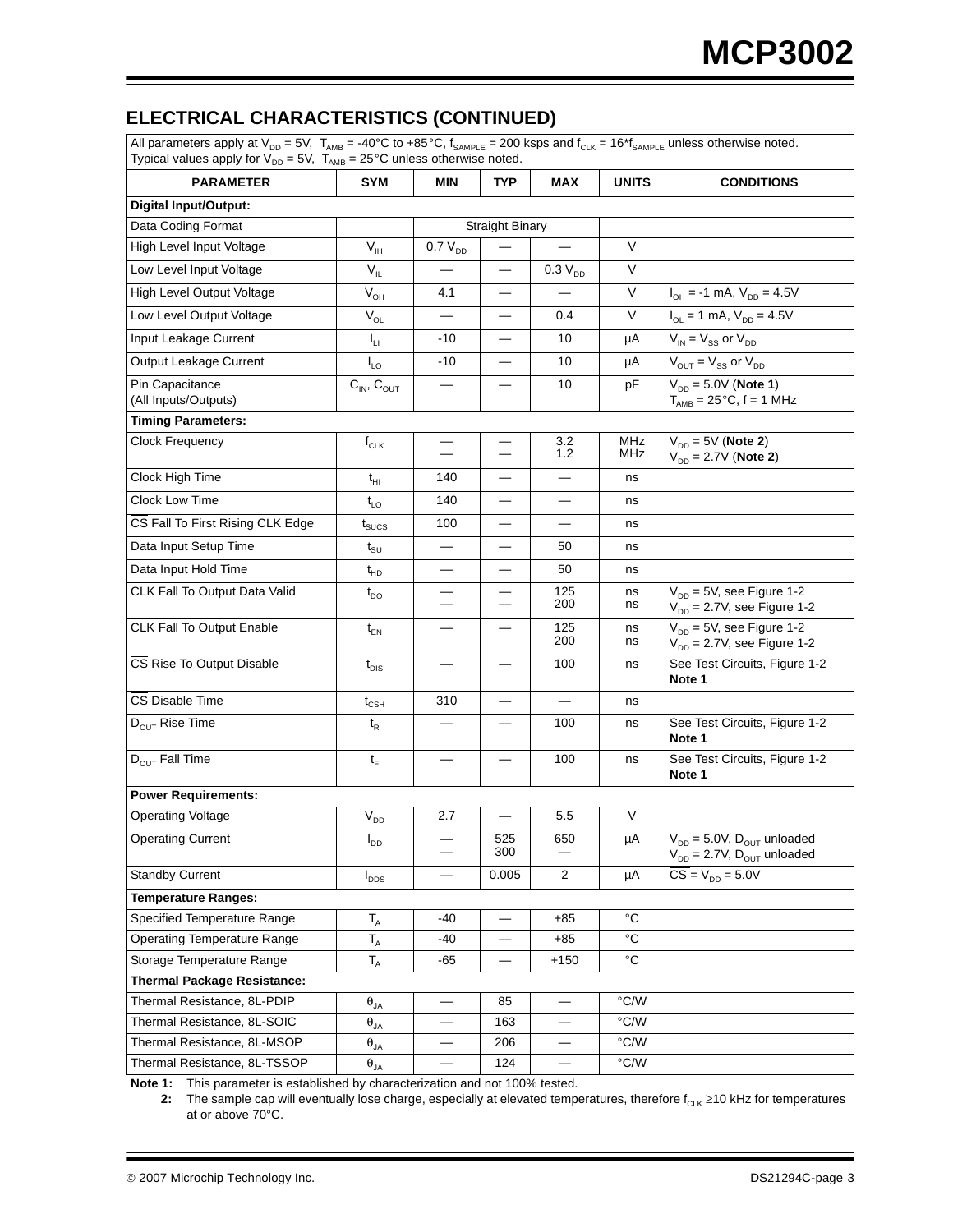## ELECTRICAL CHARACTERISTICS (CONTINUED)

| All parameters apply at $V_{DD}$ = 5V, $T_{AMB}$ = -40°C to +85°C, $f_{SAMPLE}$ = 200 ksps and $f_{CLK}$ = 16*$f_{SAMPLE}$ unless otherwise noted. Typical values apply for $V_{DD}$ = 5V, $T_{AMB}$ = 25°C unless otherwise noted. | | | | | | |
|---|---|---|---|---|---|---|
| **PARAMETER** | **SYM** | **MIN** | **TYP** | **MAX** | **UNITS** | **CONDITIONS** |
| **Digital Input/Output:** | | | | | | |
| Data Coding Format | | Straight Binary | | | | |
| High Level Input Voltage | $V_{IH}$ | 0.7 $V_{DD}$ | — | — | V | |
| Low Level Input Voltage | $V_{IL}$ | — | — | 0.3 $V_{DD}$ | V | |
| High Level Output Voltage | $V_{OH}$ | 4.1 | — | — | V | $I_{OH}$ = -1 mA, $V_{DD}$ = 4.5V |
| Low Level Output Voltage | $V_{OL}$ | — | — | 0.4 | V | $I_{OL}$ = 1 mA, $V_{DD}$ = 4.5V |
| Input Leakage Current | $I_{LI}$ | -10 | — | 10 | µA | $V_{IN}$ = $V_{SS}$ or $V_{DD}$ |
| Output Leakage Current | $I_{LO}$ | -10 | — | 10 | µA | $V_{OUT}$ = $V_{SS}$ or $V_{DD}$ |
| Pin Capacitance (All Inputs/Outputs) | $C_{IN}$, $C_{OUT}$ | — | — | 10 | pF | $V_{DD}$ = 5.0V (**Note 1**) $T_{AMB}$ = 25°C, f = 1 MHz |
| **Timing Parameters:** | | | | | | |
| Clock Frequency | $f_{CLK}$ | — <br> — | — <br> — | 3.2 <br> 1.2 | MHz <br> MHz | $V_{DD}$ = 5V (**Note 2**) <br> $V_{DD}$ = 2.7V (**Note 2**) |
| Clock High Time | $t_{HI}$ | 140 | — | — | ns | |
| Clock Low Time | $t_{LO}$ | 140 | — | — | ns | |
| $\overline{CS}$ Fall To First Rising CLK Edge | $t_{SUCS}$ | 100 | — | — | ns | |
| Data Input Setup Time | $t_{SU}$ | — | — | 50 | ns | |
| Data Input Hold Time | $t_{HD}$ | — | — | 50 | ns | |
| CLK Fall To Output Data Valid | $t_{DO}$ | — <br> — | — <br> — | 125 <br> 200 | ns <br> ns | $V_{DD}$ = 5V, see Figure 1-2 <br> $V_{DD}$ = 2.7V, see Figure 1-2 |
| CLK Fall To Output Enable | $t_{EN}$ | — | — | 125 <br> 200 | ns <br> ns | $V_{DD}$ = 5V, see Figure 1-2 <br> $V_{DD}$ = 2.7V, see Figure 1-2 |
| $\overline{CS}$ Rise To Output Disable | $t_{DIS}$ | — | — | 100 | ns | See Test Circuits, Figure 1-2 **Note 1** |
| $\overline{CS}$ Disable Time | $t_{CSH}$ | 310 | — | — | ns | |
| $D_{OUT}$ Rise Time | $t_R$ | — | — | 100 | ns | See Test Circuits, Figure 1-2 **Note 1** |
| $D_{OUT}$ Fall Time | $t_F$ | — | — | 100 | ns | See Test Circuits, Figure 1-2 **Note 1** |
| **Power Requirements:** | | | | | | |
| Operating Voltage | $V_{DD}$ | 2.7 | — | 5.5 | V | |
| Operating Current | $I_{DD}$ | — <br> — | 525 <br> 300 | 650 <br> — | µA | $V_{DD}$ = 5.0V, $D_{OUT}$ unloaded <br> $V_{DD}$ = 2.7V, $D_{OUT}$ unloaded |
| Standby Current | $I_{DDS}$ | — | 0.005 | 2 | µA | $\overline{CS}$ = $V_{DD}$ = 5.0V |
| **Temperature Ranges:** | | | | | | |
| Specified Temperature Range | $T_A$ | -40 | — | +85 | °C | |
| Operating Temperature Range | $T_A$ | -40 | — | +85 | °C | |
| Storage Temperature Range | $T_A$ | -65 | — | +150 | °C | |
| **Thermal Package Resistance:** | | | | | | |
| Thermal Resistance, 8L-PDIP | $\theta_{JA}$ | — | 85 | — | °C/W | |
| Thermal Resistance, 8L-SOIC | $\theta_{JA}$ | — | 163 | — | °C/W | |
| Thermal Resistance, 8L-MSOP | $\theta_{JA}$ | — | 206 | — | °C/W | |
| Thermal Resistance, 8L-TSSOP | $\theta_{JA}$ | — | 124 | — | °C/W | |

**Note 1:** This parameter is established by characterization and not 100% tested.

**2:** The sample cap will eventually lose charge, especially at elevated temperatures, therefore $f_{CLK} \geq$10 kHz for temperatures at or above 70°C.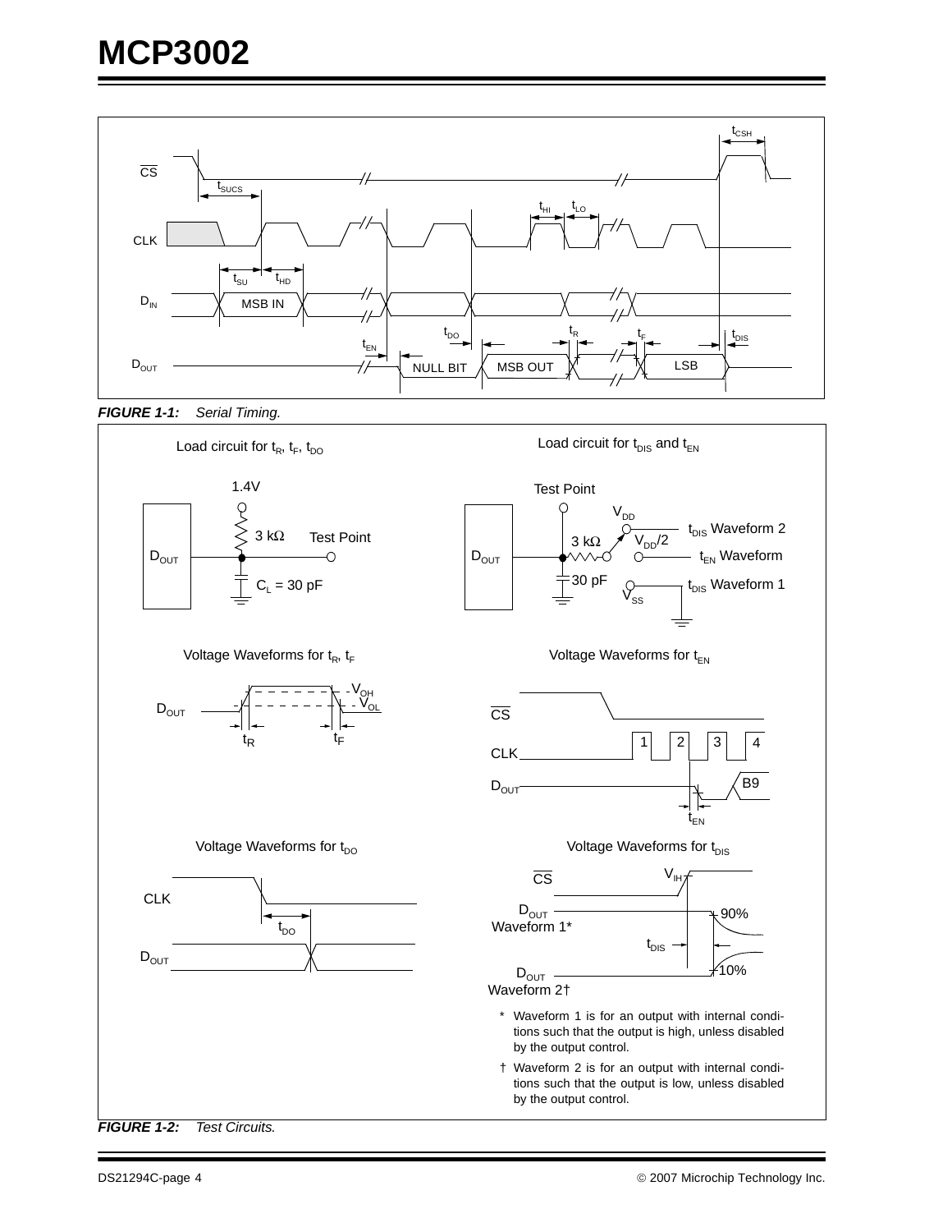**FIGURE 1-1:** *Serial Timing.*

**FIGURE 1-2:** *Test Circuits.*

\* Waveform 1 is for an output with internal conditions such that the output is high, unless disabled by the output control.

† Waveform 2 is for an output with internal conditions such that the output is low, unless disabled by the output control.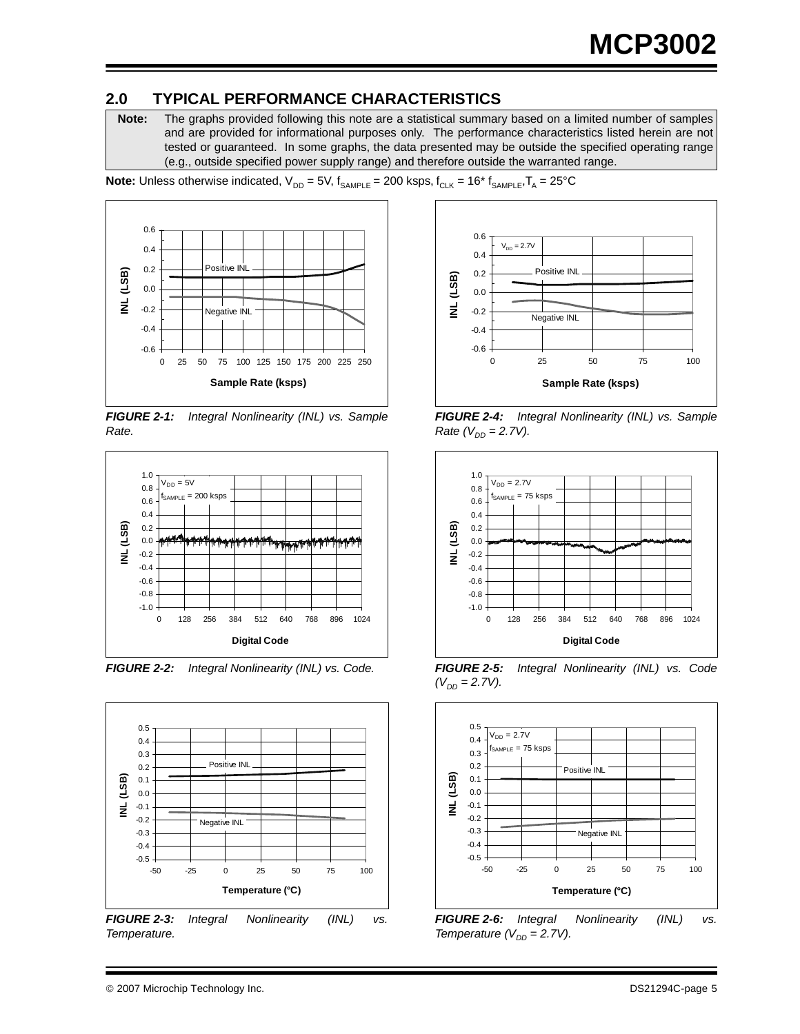## 2.0 TYPICAL PERFORMANCE CHARACTERISTICS

**Note:** The graphs provided following this note are a statistical summary based on a limited number of samples and are provided for informational purposes only. The performance characteristics listed herein are not tested or guaranteed. In some graphs, the data presented may be outside the specified operating range (e.g., outside specified power supply range) and therefore outside the warranted range.

**Note:** Unless otherwise indicated, $V_{DD}$ = 5V, $f_{SAMPLE}$ = 200 ksps, $f_{CLK}$ = 16* $f_{SAMPLE}$, $T_A$ = 25°C

***FIGURE 2-1:*** *Integral Nonlinearity (INL) vs. Sample Rate.*

***FIGURE 2-2:*** *Integral Nonlinearity (INL) vs. Code.*

***FIGURE 2-3:*** *Integral Nonlinearity (INL) vs. Temperature.*

***FIGURE 2-4:*** *Integral Nonlinearity (INL) vs. Sample Rate ($V_{DD}$ = 2.7V).*

***FIGURE 2-5:*** *Integral Nonlinearity (INL) vs. Code ($V_{DD}$ = 2.7V).*

***FIGURE 2-6:*** *Integral Nonlinearity (INL) vs. Temperature ($V_{DD}$ = 2.7V).*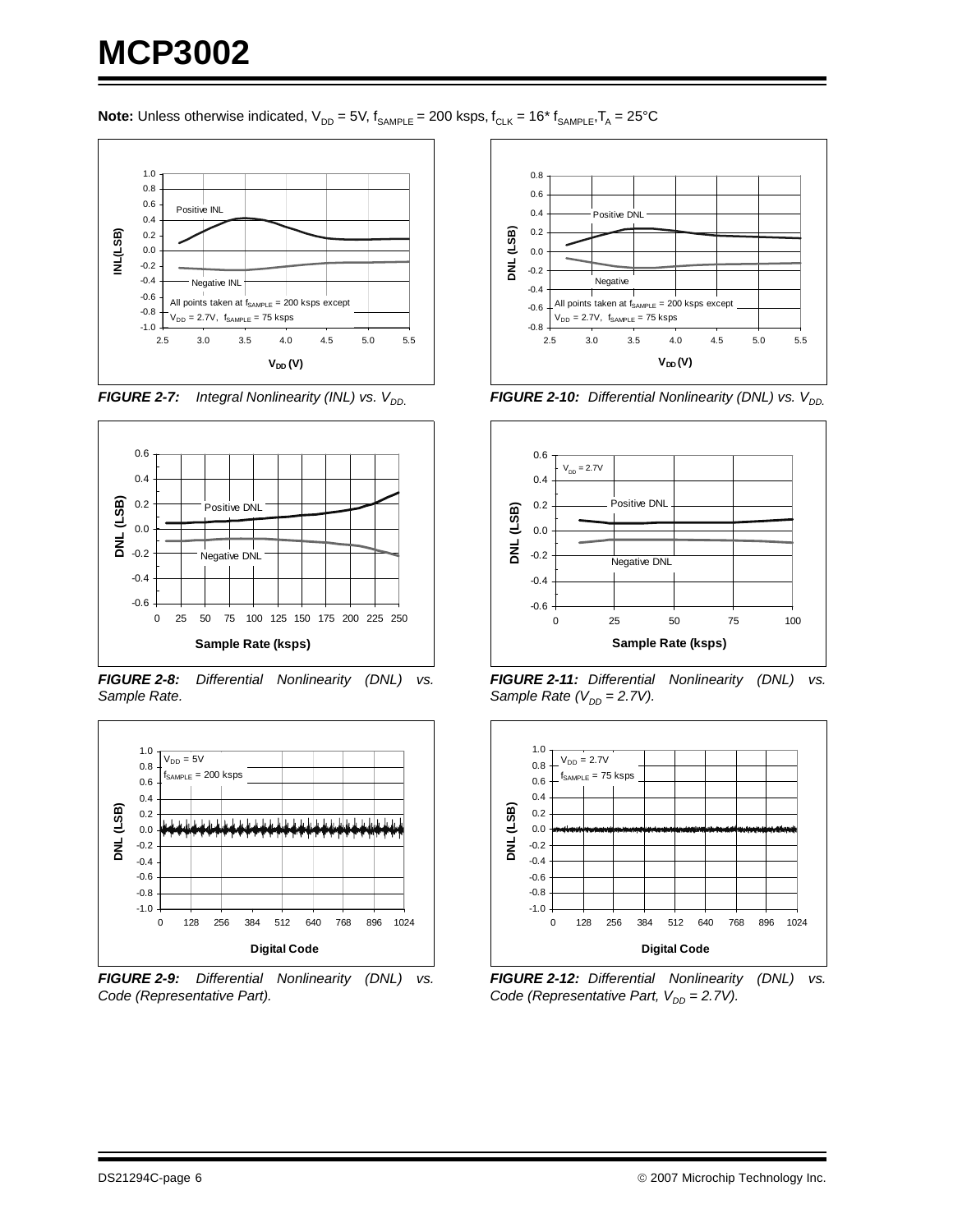**Note:** Unless otherwise indicated, $V_{DD}$ = 5V, $f_{SAMPLE}$ = 200 ksps, $f_{CLK}$ = 16* $f_{SAMPLE}$, $T_A$ = 25°C

**FIGURE 2-7:** *Integral Nonlinearity (INL) vs. $V_{DD}$.*

**FIGURE 2-8:** *Differential Nonlinearity (DNL) vs. Sample Rate.*

**FIGURE 2-9:** *Differential Nonlinearity (DNL) vs. Code (Representative Part).*

**FIGURE 2-10:** *Differential Nonlinearity (DNL) vs. $V_{DD}$.*

**FIGURE 2-11:** *Differential Nonlinearity (DNL) vs. Sample Rate ($V_{DD}$ = 2.7V).*

**FIGURE 2-12:** *Differential Nonlinearity (DNL) vs. Code (Representative Part, $V_{DD}$ = 2.7V).*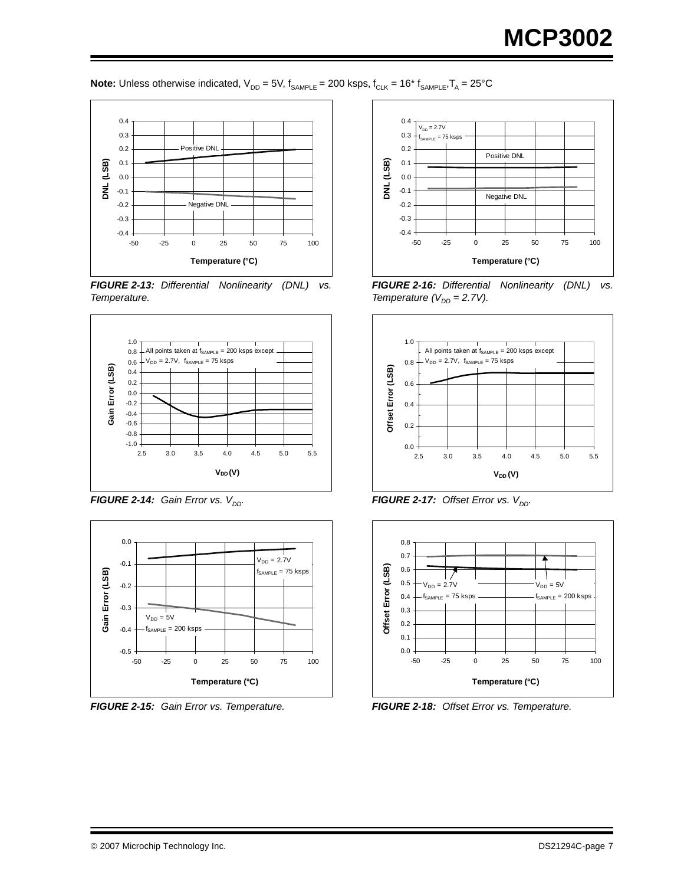**Note:** Unless otherwise indicated, $V_{DD}$ = 5V, $f_{SAMPLE}$ = 200 ksps, $f_{CLK}$ = 16* $f_{SAMPLE}$, $T_A$ = 25°C

***FIGURE 2-13:*** *Differential Nonlinearity (DNL) vs. Temperature.*

***FIGURE 2-14:*** *Gain Error vs.* $V_{DD}$.

***FIGURE 2-15:*** *Gain Error vs. Temperature.*

***FIGURE 2-16:*** *Differential Nonlinearity (DNL) vs. Temperature ($V_{DD}$ = 2.7V).*

***FIGURE 2-17:*** *Offset Error vs.* $V_{DD}$.

***FIGURE 2-18:*** *Offset Error vs. Temperature.*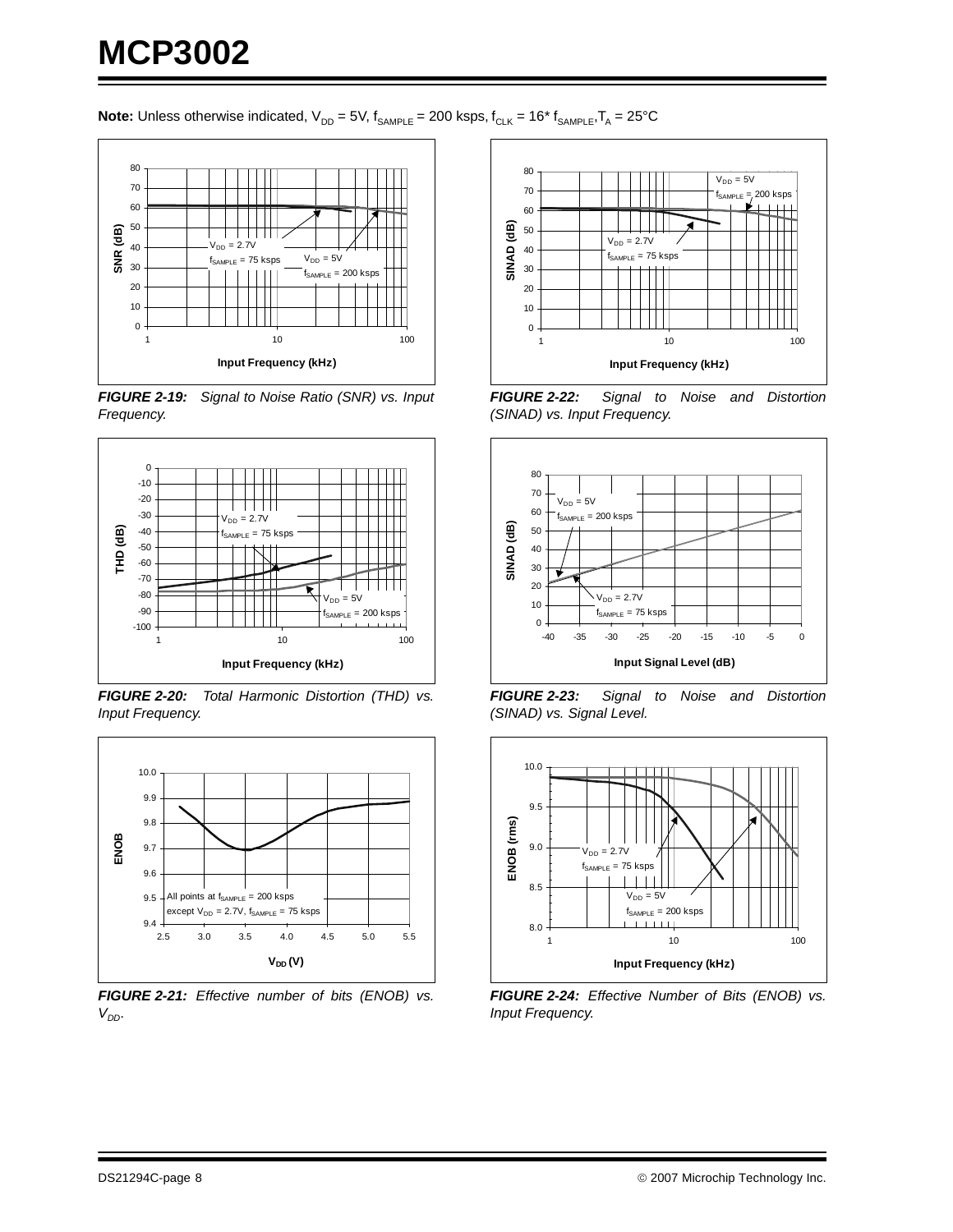**Note:** Unless otherwise indicated, $V_{DD}$ = 5V, $f_{SAMPLE}$ = 200 ksps, $f_{CLK}$ = 16* $f_{SAMPLE}$, $T_A$ = 25°C

***FIGURE 2-19:*** *Signal to Noise Ratio (SNR) vs. Input Frequency.*

***FIGURE 2-20:*** *Total Harmonic Distortion (THD) vs. Input Frequency.*

***FIGURE 2-21:*** *Effective number of bits (ENOB) vs. $V_{DD}$.*

***FIGURE 2-22:*** *Signal to Noise and Distortion (SINAD) vs. Input Frequency.*

***FIGURE 2-23:*** *Signal to Noise and Distortion (SINAD) vs. Signal Level.*

***FIGURE 2-24:*** *Effective Number of Bits (ENOB) vs. Input Frequency.*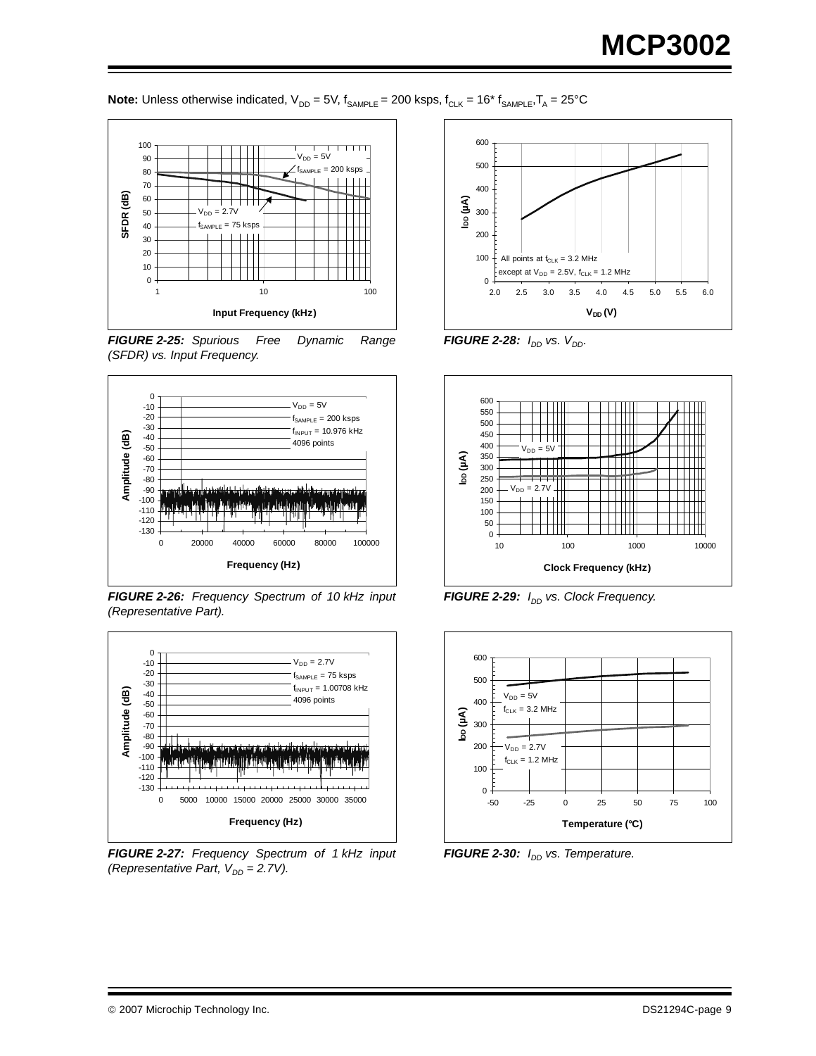**Note:** Unless otherwise indicated, $V_{DD}$ = 5V, $f_{SAMPLE}$ = 200 ksps, $f_{CLK}$ = 16* $f_{SAMPLE}$, $T_A$ = 25°C

***FIGURE 2-25:*** *Spurious Free Dynamic Range (SFDR) vs. Input Frequency.*

***FIGURE 2-26:*** *Frequency Spectrum of 10 kHz input (Representative Part).*

***FIGURE 2-27:*** *Frequency Spectrum of 1 kHz input (Representative Part, $V_{DD}$ = 2.7V).*

***FIGURE 2-28:*** *$I_{DD}$ vs. $V_{DD}$.*

***FIGURE 2-29:*** *$I_{DD}$ vs. Clock Frequency.*

***FIGURE 2-30:*** *$I_{DD}$ vs. Temperature.*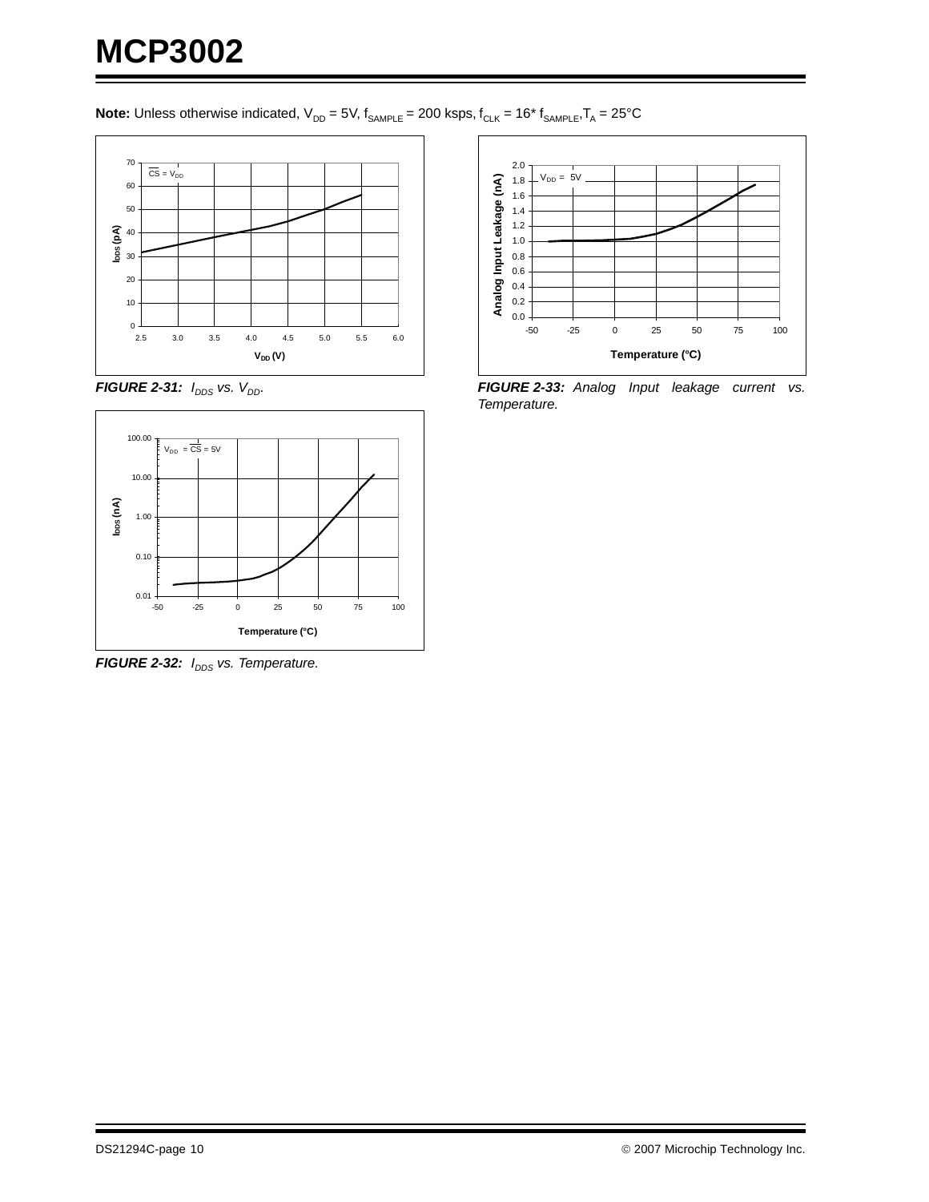**Note:** Unless otherwise indicated, $V_{DD}$ = 5V, $f_{SAMPLE}$ = 200 ksps, $f_{CLK}$ = 16* $f_{SAMPLE}$, $T_A$ = 25°C

**FIGURE 2-31:** *$I_{DDS}$ vs. $V_{DD}$.*

**FIGURE 2-32:** *$I_{DDS}$ vs. Temperature.*

**FIGURE 2-33:** *Analog Input leakage current vs. Temperature.*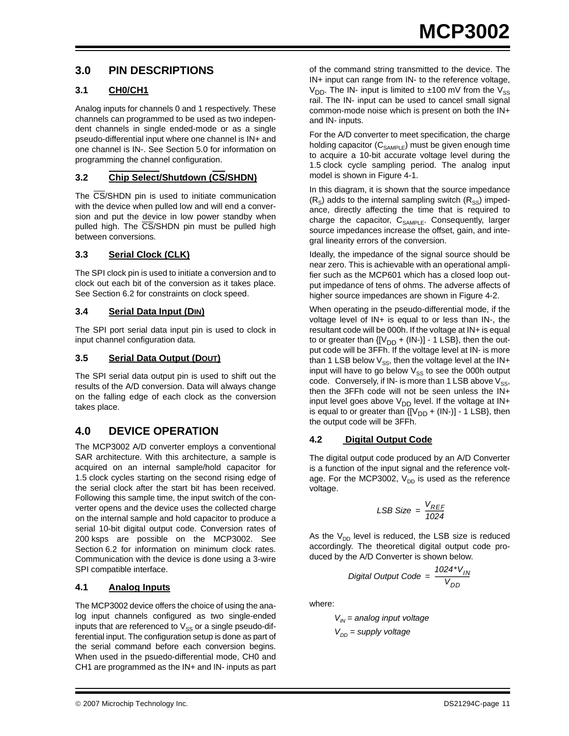## 3.0 PIN DESCRIPTIONS

### 3.1 CH0/CH1

Analog inputs for channels 0 and 1 respectively. These channels can programmed to be used as two independent channels in single ended-mode or as a single pseudo-differential input where one channel is IN+ and one channel is IN-. See Section 5.0 for information on programming the channel configuration.

### 3.2 Chip Select/Shutdown ($\overline{CS}$/SHDN)

The $\overline{CS}$/SHDN pin is used to initiate communication with the device when pulled low and will end a conversion and put the device in low power standby when pulled high. The $\overline{CS}$/SHDN pin must be pulled high between conversions.

### 3.3 Serial Clock (CLK)

The SPI clock pin is used to initiate a conversion and to clock out each bit of the conversion as it takes place. See Section 6.2 for constraints on clock speed.

### 3.4 Serial Data Input (DIN)

The SPI port serial data input pin is used to clock in input channel configuration data.

### 3.5 Serial Data Output (DOUT)

The SPI serial data output pin is used to shift out the results of the A/D conversion. Data will always change on the falling edge of each clock as the conversion takes place.

## 4.0 DEVICE OPERATION

The MCP3002 A/D converter employs a conventional SAR architecture. With this architecture, a sample is acquired on an internal sample/hold capacitor for 1.5 clock cycles starting on the second rising edge of the serial clock after the start bit has been received. Following this sample time, the input switch of the converter opens and the device uses the collected charge on the internal sample and hold capacitor to produce a serial 10-bit digital output code. Conversion rates of 200 ksps are possible on the MCP3002. See Section 6.2 for information on minimum clock rates. Communication with the device is done using a 3-wire SPI compatible interface.

### 4.1 Analog Inputs

The MCP3002 device offers the choice of using the analog input channels configured as two single-ended inputs that are referenced to $V_{SS}$ or a single pseudo-differential input. The configuration setup is done as part of the serial command before each conversion begins. When used in the psuedo-differential mode, CH0 and CH1 are programmed as the IN+ and IN- inputs as part of the command string transmitted to the device. The IN+ input can range from IN- to the reference voltage, $V_{DD}$. The IN- input is limited to ±100 mV from the $V_{SS}$ rail. The IN- input can be used to cancel small signal common-mode noise which is present on both the IN+ and IN- inputs.

For the A/D converter to meet specification, the charge holding capacitor ($C_{SAMPLE}$) must be given enough time to acquire a 10-bit accurate voltage level during the 1.5 clock cycle sampling period. The analog input model is shown in Figure 4-1.

In this diagram, it is shown that the source impedance ($R_S$) adds to the internal sampling switch ($R_{SS}$) impedance, directly affecting the time that is required to charge the capacitor, $C_{SAMPLE}$. Consequently, larger source impedances increase the offset, gain, and integral linearity errors of the conversion.

Ideally, the impedance of the signal source should be near zero. This is achievable with an operational amplifier such as the MCP601 which has a closed loop output impedance of tens of ohms. The adverse affects of higher source impedances are shown in Figure 4-2.

When operating in the pseudo-differential mode, if the voltage level of IN+ is equal to or less than IN-, the resultant code will be 000h. If the voltage at IN+ is equal to or greater than {[$V_{DD}$ + (IN-)] - 1 LSB}, then the output code will be 3FFh. If the voltage level at IN- is more than 1 LSB below $V_{SS}$, then the voltage level at the IN+ input will have to go below $V_{SS}$ to see the 000h output code. Conversely, if IN- is more than 1 LSB above $V_{SS}$, then the 3FFh code will not be seen unless the IN+ input level goes above $V_{DD}$ level. If the voltage at IN+ is equal to or greater than {[$V_{DD}$ + (IN-)] - 1 LSB}, then the output code will be 3FFh.

### 4.2 Digital Output Code

The digital output code produced by an A/D Converter is a function of the input signal and the reference voltage. For the MCP3002, $V_{DD}$ is used as the reference voltage.

$$LSB\ Size\ =\ \frac{V_{REF}}{1024}$$

As the $V_{DD}$ level is reduced, the LSB size is reduced accordingly. The theoretical digital output code produced by the A/D Converter is shown below.

$$Digital\ Output\ Code\ =\ \frac{1024*V_{IN}}{V_{DD}}$$

where:

$V_{IN}$ = *analog input voltage*

$V_{DD}$ = *supply voltage*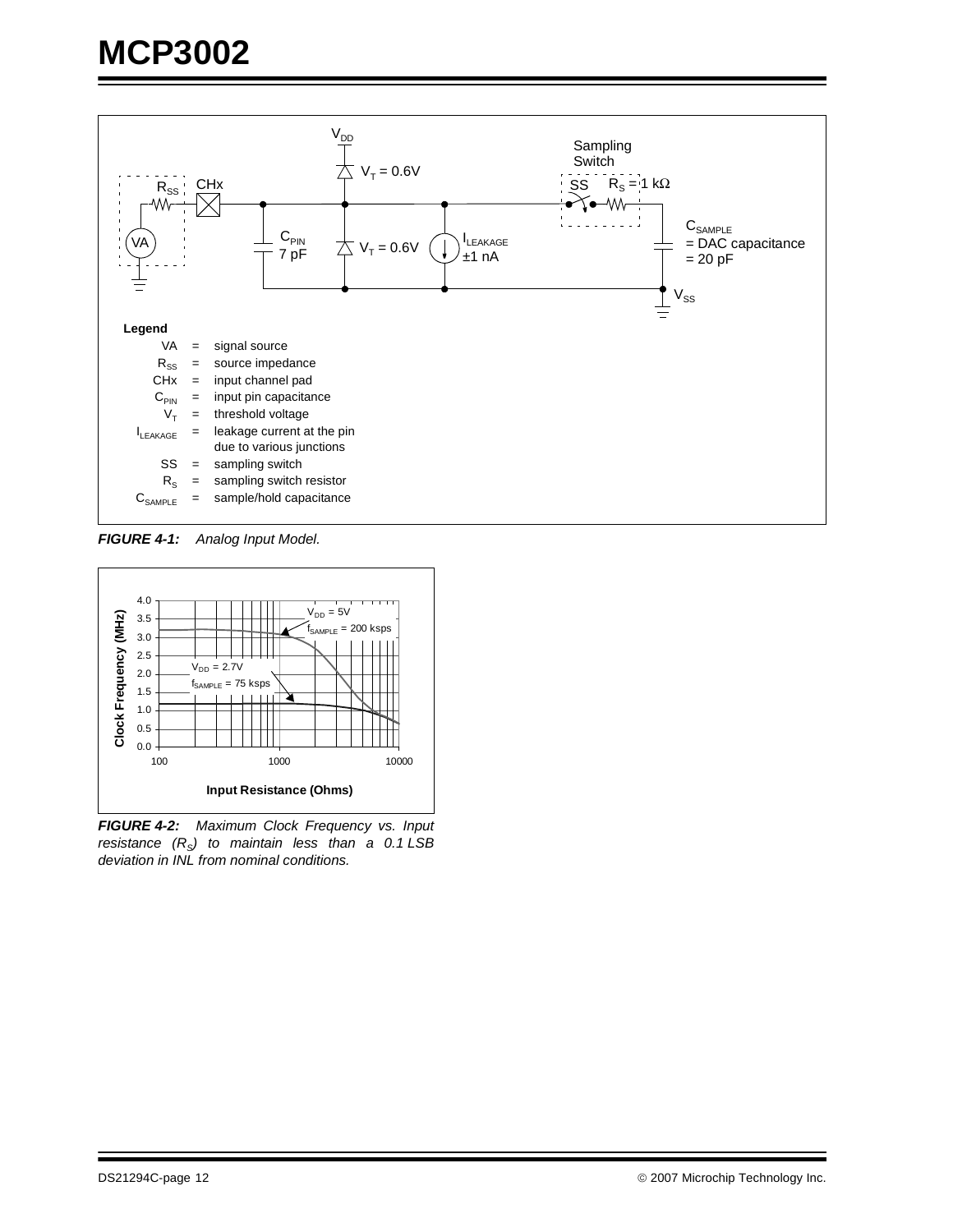Legend

| | | |
|---|---|---|
| VA | = | signal source |
| $R_{SS}$ | = | source impedance |
| CHx | = | input channel pad |
| $C_{PIN}$ | = | input pin capacitance |
| $V_T$ | = | threshold voltage |
| $I_{LEAKAGE}$ | = | leakage current at the pin due to various junctions |
| SS | = | sampling switch |
| $R_S$ | = | sampling switch resistor |
| $C_{SAMPLE}$ | = | sample/hold capacitance |

***FIGURE 4-1:*** *Analog Input Model.*

***FIGURE 4-2:*** *Maximum Clock Frequency vs. Input resistance ($R_S$) to maintain less than a 0.1 LSB deviation in INL from nominal conditions.*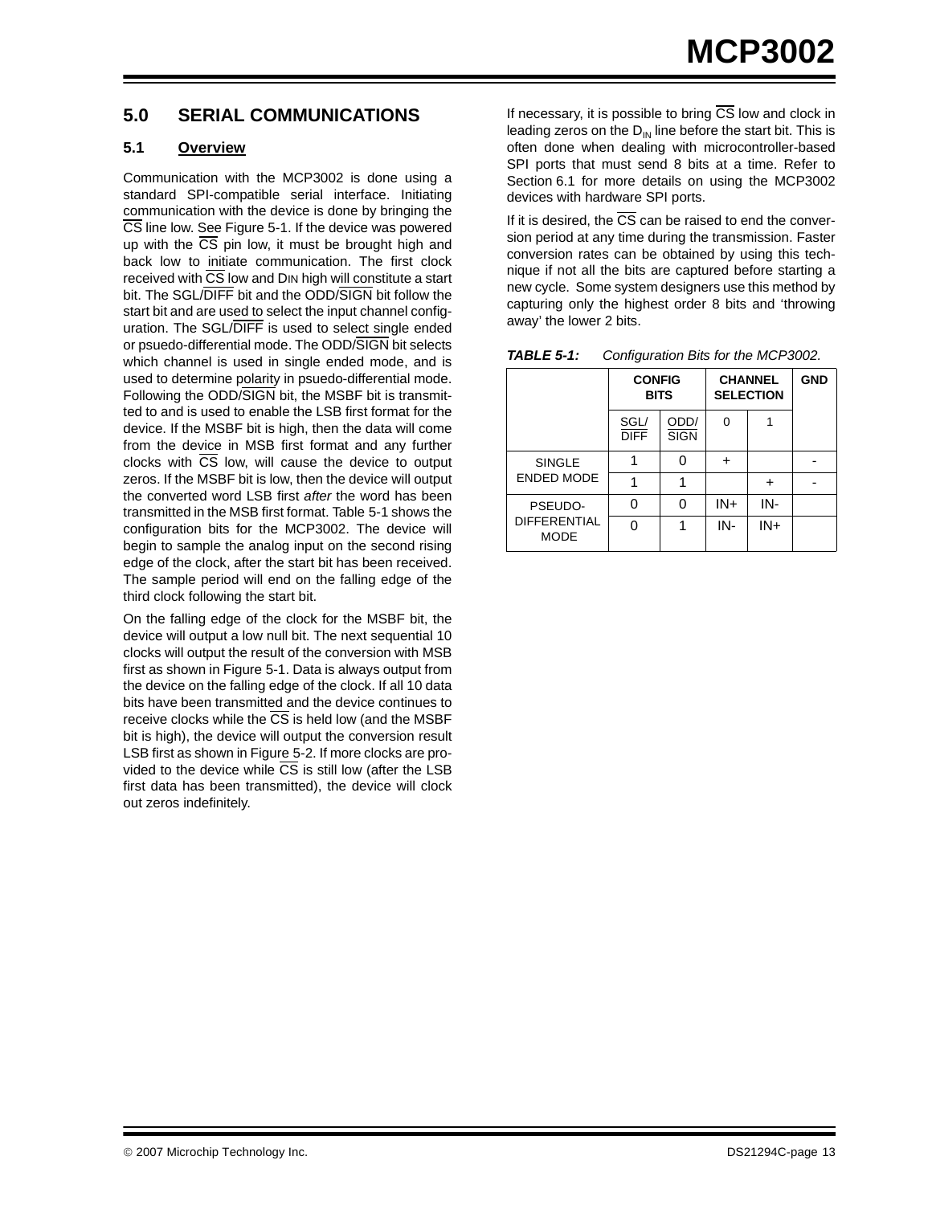## 5.0 SERIAL COMMUNICATIONS

### 5.1 Overview

Communication with the MCP3002 is done using a standard SPI-compatible serial interface. Initiating communication with the device is done by bringing the CS line low. See Figure 5-1. If the device was powered up with the CS pin low, it must be brought high and back low to initiate communication. The first clock received with CS low and DIN high will constitute a start bit. The SGL/DIFF bit and the ODD/SIGN bit follow the start bit and are used to select the input channel configuration. The SGL/DIFF is used to select single ended or psuedo-differential mode. The ODD/SIGN bit selects which channel is used in single ended mode, and is used to determine polarity in psuedo-differential mode. Following the ODD/SIGN bit, the MSBF bit is transmitted to and is used to enable the LSB first format for the device. If the MSBF bit is high, then the data will come from the device in MSB first format and any further clocks with CS low, will cause the device to output zeros. If the MSBF bit is low, then the device will output the converted word LSB first *after* the word has been transmitted in the MSB first format. Table 5-1 shows the configuration bits for the MCP3002. The device will begin to sample the analog input on the second rising edge of the clock, after the start bit has been received. The sample period will end on the falling edge of the third clock following the start bit.

On the falling edge of the clock for the MSBF bit, the device will output a low null bit. The next sequential 10 clocks will output the result of the conversion with MSB first as shown in Figure 5-1. Data is always output from the device on the falling edge of the clock. If all 10 data bits have been transmitted and the device continues to receive clocks while the CS is held low (and the MSBF bit is high), the device will output the conversion result LSB first as shown in Figure 5-2. If more clocks are provided to the device while CS is still low (after the LSB first data has been transmitted), the device will clock out zeros indefinitely.

If necessary, it is possible to bring CS low and clock in leading zeros on the $D_{IN}$ line before the start bit. This is often done when dealing with microcontroller-based SPI ports that must send 8 bits at a time. Refer to Section 6.1 for more details on using the MCP3002 devices with hardware SPI ports.

If it is desired, the CS can be raised to end the conversion period at any time during the transmission. Faster conversion rates can be obtained by using this technique if not all the bits are captured before starting a new cycle. Some system designers use this method by capturing only the highest order 8 bits and 'throwing away' the lower 2 bits.

***TABLE 5-1:*** *Configuration Bits for the MCP3002.*

| | CONFIG BITS | | CHANNEL SELECTION | | GND |
|---|---|---|---|---|---|
| | SGL/DIFF | ODD/SIGN | 0 | 1 | |
| SINGLE ENDED MODE | 1 | 0 | + | | - |
| | 1 | 1 | | + | - |
| PSEUDO-DIFFERENTIAL MODE | 0 | 0 | IN+ | IN- | |
| | 0 | 1 | IN- | IN+ | |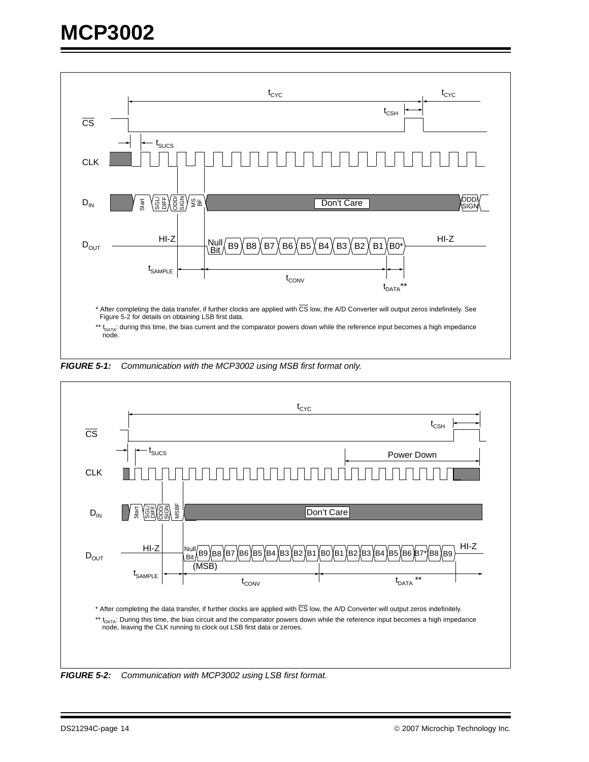* After completing the data transfer, if further clocks are applied with $\overline{CS}$ low, the A/D Converter will output zeros indefinitely. See Figure 5-2 for details on obtaining LSB first data.

** $t_{DATA}$: during this time, the bias current and the comparator powers down while the reference input becomes a high impedance node.

***FIGURE 5-1:*** *Communication with the MCP3002 using MSB first format only.*

* After completing the data transfer, if further clocks are applied with $\overline{CS}$ low, the A/D Converter will output zeros indefinitely.

** $t_{DATA}$: During this time, the bias circuit and the comparator powers down while the reference input becomes a high impedance node, leaving the CLK running to clock out LSB first data or zeroes.

***FIGURE 5-2:*** *Communication with MCP3002 using LSB first format.*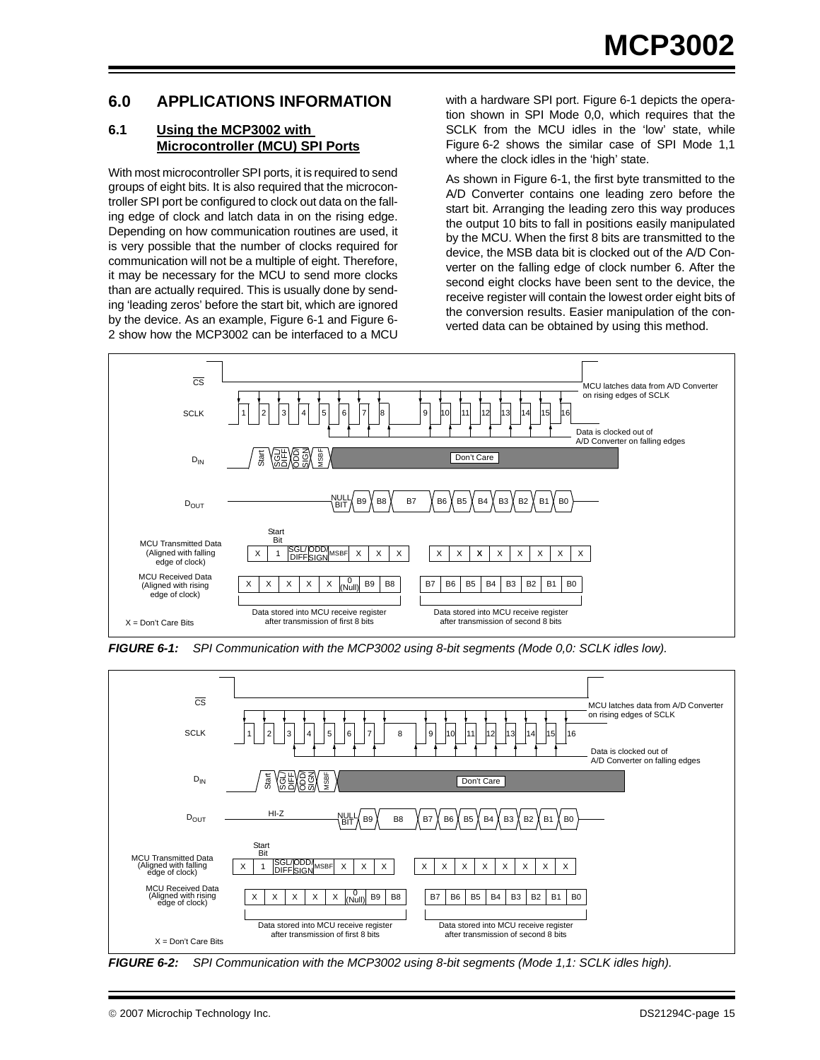## 6.0 APPLICATIONS INFORMATION

### 6.1 Using the MCP3002 with Microcontroller (MCU) SPI Ports

With most microcontroller SPI ports, it is required to send groups of eight bits. It is also required that the microcontroller SPI port be configured to clock out data on the falling edge of clock and latch data in on the rising edge. Depending on how communication routines are used, it is very possible that the number of clocks required for communication will not be a multiple of eight. Therefore, it may be necessary for the MCU to send more clocks than are actually required. This is usually done by sending 'leading zeros' before the start bit, which are ignored by the device. As an example, Figure 6-1 and Figure 6-2 show how the MCP3002 can be interfaced to a MCU with a hardware SPI port. Figure 6-1 depicts the operation shown in SPI Mode 0,0, which requires that the SCLK from the MCU idles in the 'low' state, while Figure 6-2 shows the similar case of SPI Mode 1,1 where the clock idles in the 'high' state.

As shown in Figure 6-1, the first byte transmitted to the A/D Converter contains one leading zero before the start bit. Arranging the leading zero this way produces the output 10 bits to fall in positions easily manipulated by the MCU. When the first 8 bits are transmitted to the device, the MSB data bit is clocked out of the A/D Converter on the falling edge of clock number 6. After the second eight clocks have been sent to the device, the receive register will contain the lowest order eight bits of the conversion results. Easier manipulation of the converted data can be obtained by using this method.

**FIGURE 6-1:** *SPI Communication with the MCP3002 using 8-bit segments (Mode 0,0: SCLK idles low).*

**FIGURE 6-2:** *SPI Communication with the MCP3002 using 8-bit segments (Mode 1,1: SCLK idles high).*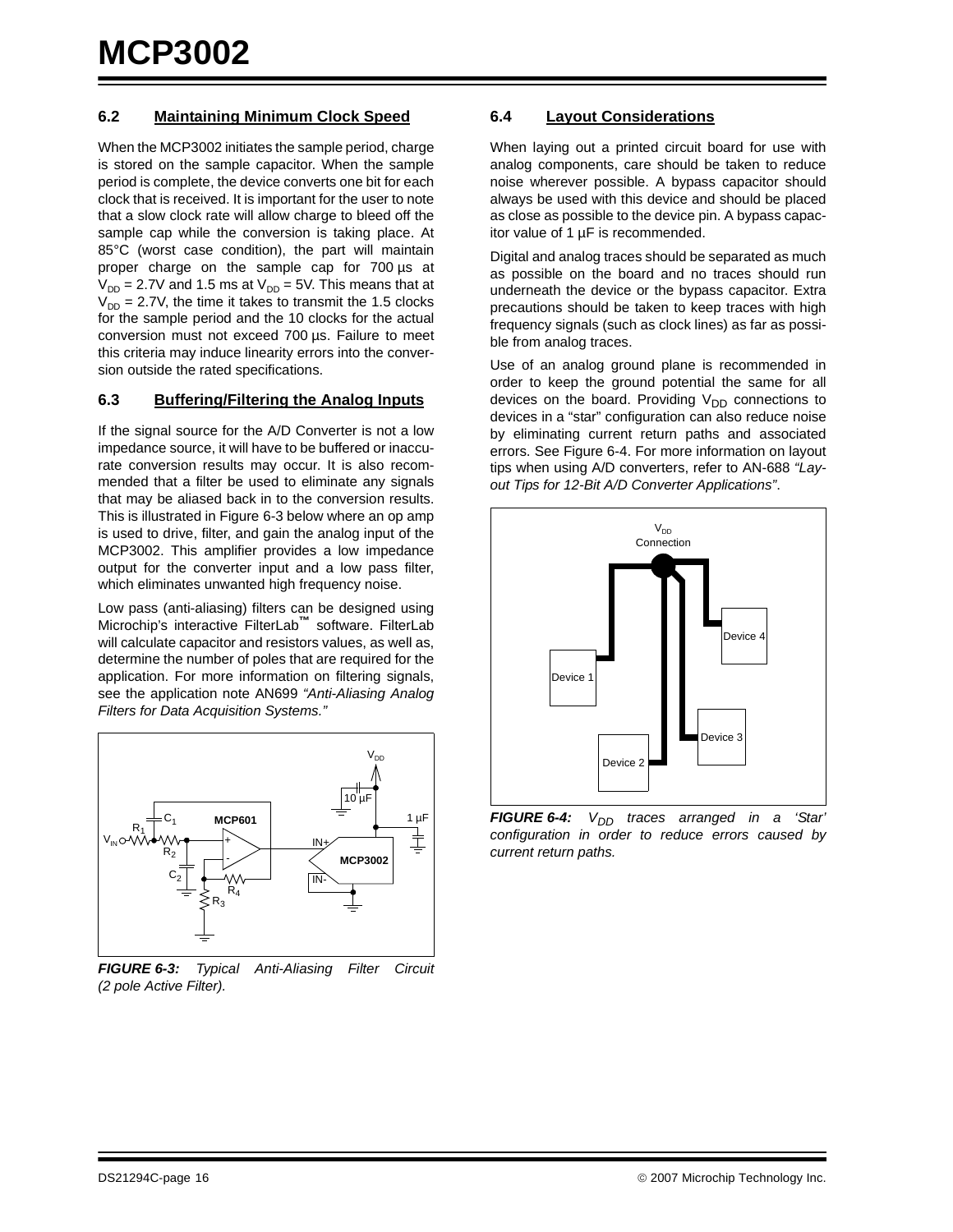## 6.2 Maintaining Minimum Clock Speed

When the MCP3002 initiates the sample period, charge is stored on the sample capacitor. When the sample period is complete, the device converts one bit for each clock that is received. It is important for the user to note that a slow clock rate will allow charge to bleed off the sample cap while the conversion is taking place. At 85°C (worst case condition), the part will maintain proper charge on the sample cap for 700 µs at $V_{DD}$ = 2.7V and 1.5 ms at $V_{DD}$ = 5V. This means that at $V_{DD}$ = 2.7V, the time it takes to transmit the 1.5 clocks for the sample period and the 10 clocks for the actual conversion must not exceed 700 µs. Failure to meet this criteria may induce linearity errors into the conversion outside the rated specifications.

## 6.3 Buffering/Filtering the Analog Inputs

If the signal source for the A/D Converter is not a low impedance source, it will have to be buffered or inaccurate conversion results may occur. It is also recommended that a filter be used to eliminate any signals that may be aliased back in to the conversion results. This is illustrated in Figure 6-3 below where an op amp is used to drive, filter, and gain the analog input of the MCP3002. This amplifier provides a low impedance output for the converter input and a low pass filter, which eliminates unwanted high frequency noise.

Low pass (anti-aliasing) filters can be designed using Microchip's interactive FilterLab™ software. FilterLab will calculate capacitor and resistors values, as well as, determine the number of poles that are required for the application. For more information on filtering signals, see the application note AN699 *"Anti-Aliasing Analog Filters for Data Acquisition Systems."*

***FIGURE 6-3:*** *Typical Anti-Aliasing Filter Circuit (2 pole Active Filter).*

## 6.4 Layout Considerations

When laying out a printed circuit board for use with analog components, care should be taken to reduce noise wherever possible. A bypass capacitor should always be used with this device and should be placed as close as possible to the device pin. A bypass capacitor value of 1 µF is recommended.

Digital and analog traces should be separated as much as possible on the board and no traces should run underneath the device or the bypass capacitor. Extra precautions should be taken to keep traces with high frequency signals (such as clock lines) as far as possible from analog traces.

Use of an analog ground plane is recommended in order to keep the ground potential the same for all devices on the board. Providing $V_{DD}$ connections to devices in a "star" configuration can also reduce noise by eliminating current return paths and associated errors. See Figure 6-4. For more information on layout tips when using A/D converters, refer to AN-688 *"Layout Tips for 12-Bit A/D Converter Applications"*.

***FIGURE 6-4:*** *$V_{DD}$ traces arranged in a 'Star' configuration in order to reduce errors caused by current return paths.*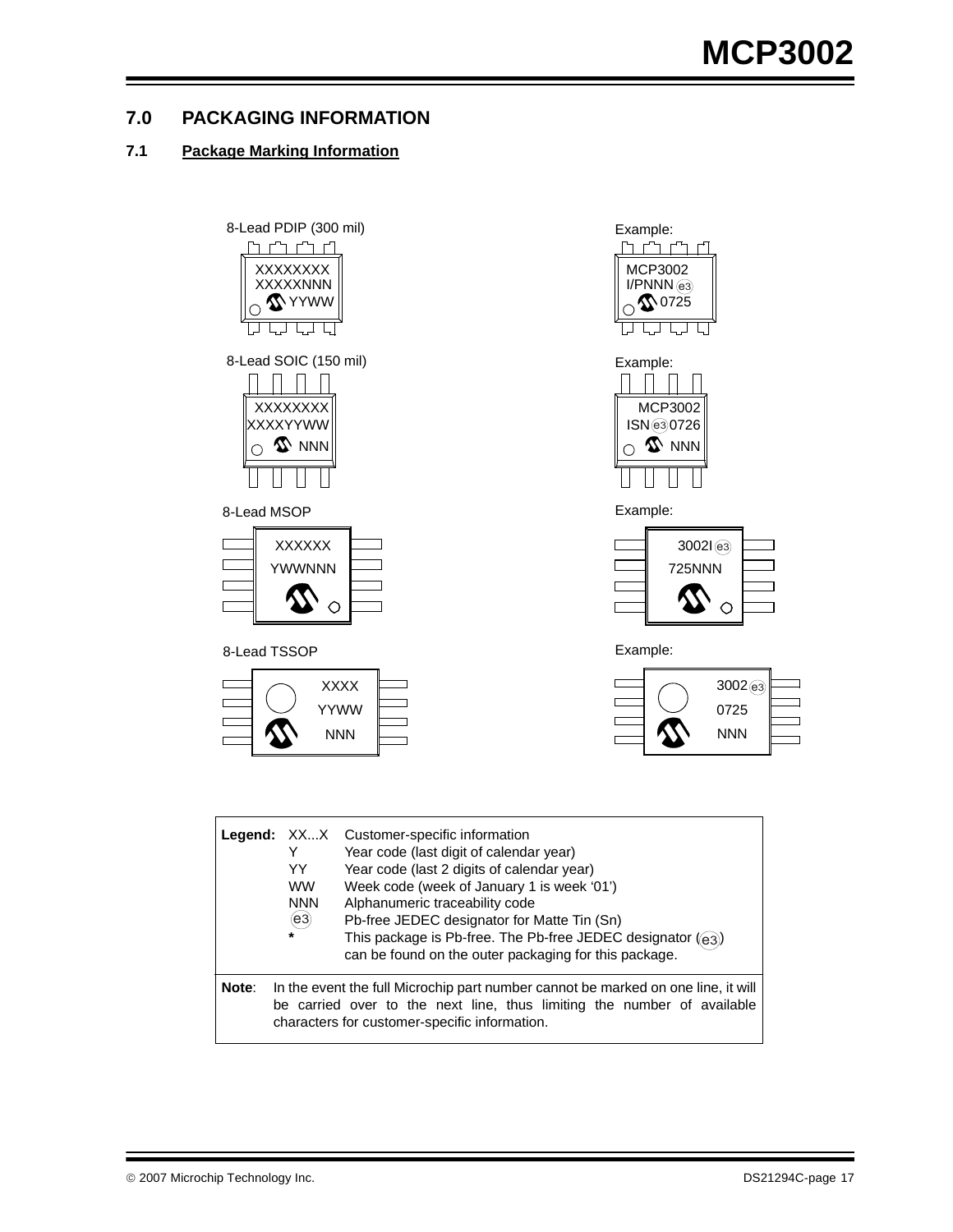# 7.0 PACKAGING INFORMATION

## 7.1 Package Marking Information

8-Lead PDIP (300 mil)

XXXXXXXX
XXXXXNNN
YYWW

Example:

MCP3002
I/PNNN e3
0725

8-Lead SOIC (150 mil)

XXXXXXXX
XXXXYYWW
NNN

Example:

MCP3002
ISN e3 0726
NNN

8-Lead MSOP

XXXXXX
YWWNNN

Example:

3002I e3
725NNN

8-Lead TSSOP

XXXX
YYWW
NNN

Example:

3002 e3
0725
NNN

| Legend: | | |
|---|---|---|
| | XX...X | Customer-specific information |
| | Y | Year code (last digit of calendar year) |
| | YY | Year code (last 2 digits of calendar year) |
| | WW | Week code (week of January 1 is week '01') |
| | NNN | Alphanumeric traceability code |
| | e3 | Pb-free JEDEC designator for Matte Tin (Sn) |
| | * | This package is Pb-free. The Pb-free JEDEC designator (e3) can be found on the outer packaging for this package. |

**Note**: In the event the full Microchip part number cannot be marked on one line, it will be carried over to the next line, thus limiting the number of available characters for customer-specific information.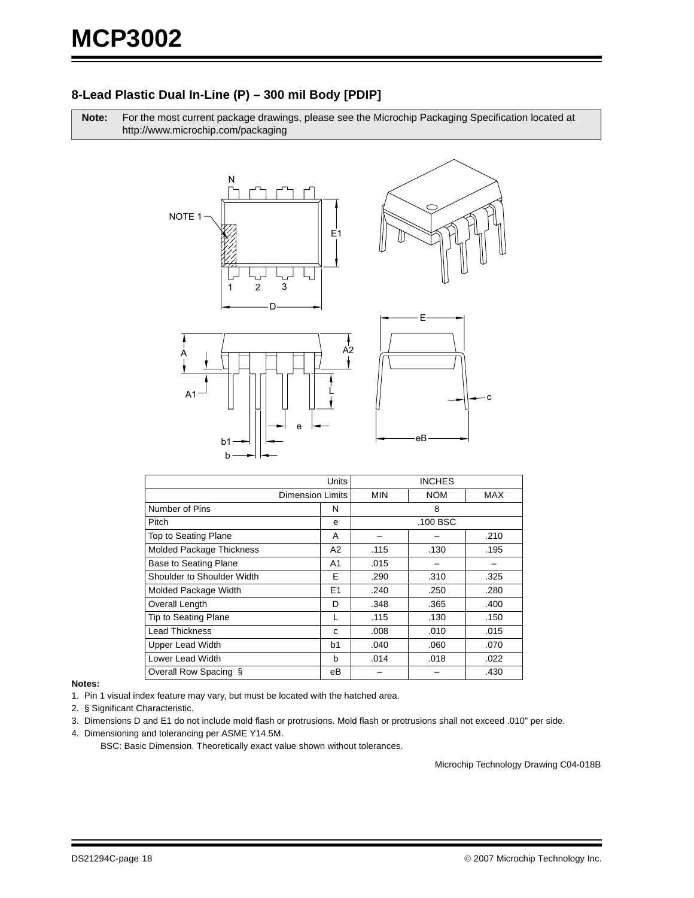## 8-Lead Plastic Dual In-Line (P) – 300 mil Body [PDIP]

**Note:** For the most current package drawings, please see the Microchip Packaging Specification located at http://www.microchip.com/packaging

| Units | | INCHES | | |
|---|---|---|---|---|
| Dimension Limits | | MIN | NOM | MAX |
| Number of Pins | N | | 8 | |
| Pitch | e | | .100 BSC | |
| Top to Seating Plane | A | – | – | .210 |
| Molded Package Thickness | A2 | .115 | .130 | .195 |
| Base to Seating Plane | A1 | .015 | – | – |
| Shoulder to Shoulder Width | E | .290 | .310 | .325 |
| Molded Package Width | E1 | .240 | .250 | .280 |
| Overall Length | D | .348 | .365 | .400 |
| Tip to Seating Plane | L | .115 | .130 | .150 |
| Lead Thickness | c | .008 | .010 | .015 |
| Upper Lead Width | b1 | .040 | .060 | .070 |
| Lower Lead Width | b | .014 | .018 | .022 |
| Overall Row Spacing § | eB | – | – | .430 |

**Notes:**

1. Pin 1 visual index feature may vary, but must be located with the hatched area.
2. § Significant Characteristic.
3. Dimensions D and E1 do not include mold flash or protrusions. Mold flash or protrusions shall not exceed .010" per side.
4. Dimensioning and tolerancing per ASME Y14.5M.

   BSC: Basic Dimension. Theoretically exact value shown without tolerances.

Microchip Technology Drawing C04-018B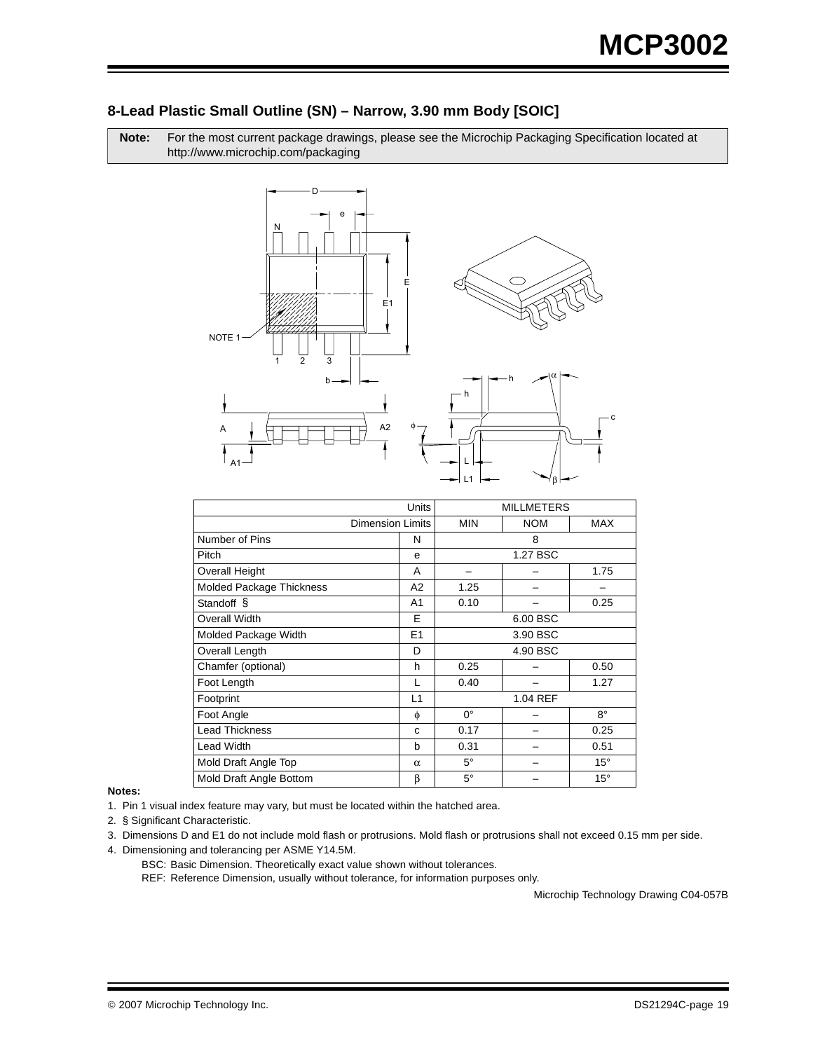## 8-Lead Plastic Small Outline (SN) – Narrow, 3.90 mm Body [SOIC]

| **Note:** | For the most current package drawings, please see the Microchip Packaging Specification located at http://www.microchip.com/packaging |
|---|---|

| Units | | MILLMETERS | | |
|---|---|---|---|---|
| Dimension Limits | | MIN | NOM | MAX |
| Number of Pins | N | | 8 | |
| Pitch | e | | 1.27 BSC | |
| Overall Height | A | – | – | 1.75 |
| Molded Package Thickness | A2 | 1.25 | – | – |
| Standoff § | A1 | 0.10 | – | 0.25 |
| Overall Width | E | | 6.00 BSC | |
| Molded Package Width | E1 | | 3.90 BSC | |
| Overall Length | D | | 4.90 BSC | |
| Chamfer (optional) | h | 0.25 | – | 0.50 |
| Foot Length | L | 0.40 | – | 1.27 |
| Footprint | L1 | | 1.04 REF | |
| Foot Angle | $\phi$ | 0° | – | 8° |
| Lead Thickness | c | 0.17 | – | 0.25 |
| Lead Width | b | 0.31 | – | 0.51 |
| Mold Draft Angle Top | $\alpha$ | 5° | – | 15° |
| Mold Draft Angle Bottom | $\beta$ | 5° | – | 15° |

**Notes:**

1. Pin 1 visual index feature may vary, but must be located within the hatched area.
2. § Significant Characteristic.
3. Dimensions D and E1 do not include mold flash or protrusions. Mold flash or protrusions shall not exceed 0.15 mm per side.
4. Dimensioning and tolerancing per ASME Y14.5M.

   BSC: Basic Dimension. Theoretically exact value shown without tolerances.

   REF: Reference Dimension, usually without tolerance, for information purposes only.

Microchip Technology Drawing C04-057B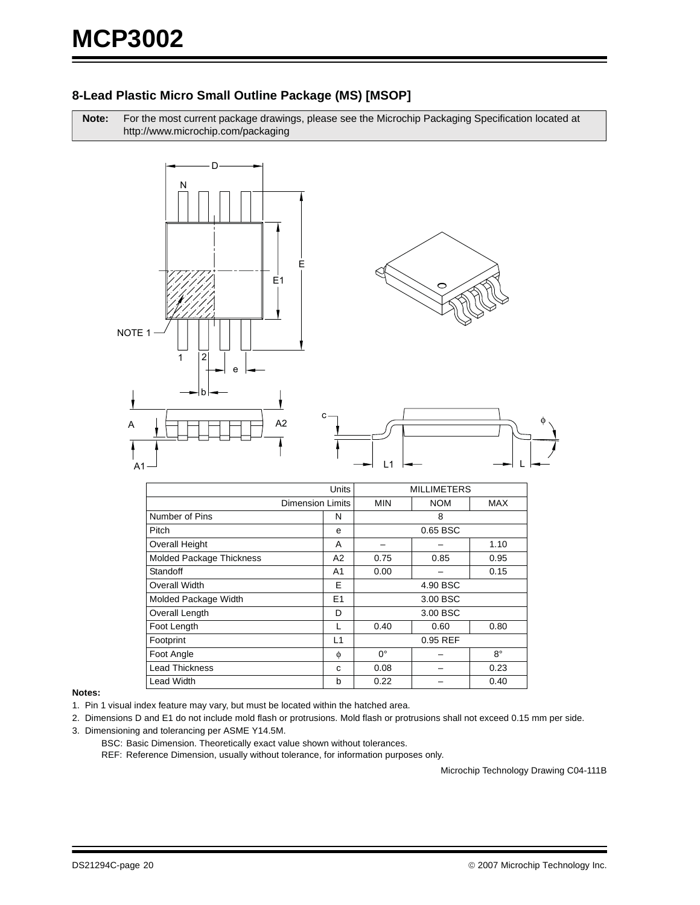## 8-Lead Plastic Micro Small Outline Package (MS) [MSOP]

**Note:** For the most current package drawings, please see the Microchip Packaging Specification located at http://www.microchip.com/packaging

| Units | | MILLIMETERS | | |
|---|---|---|---|---|
| Dimension Limits | | MIN | NOM | MAX |
| Number of Pins | N | | 8 | |
| Pitch | e | | 0.65 BSC | |
| Overall Height | A | – | – | 1.10 |
| Molded Package Thickness | A2 | 0.75 | 0.85 | 0.95 |
| Standoff | A1 | 0.00 | – | 0.15 |
| Overall Width | E | | 4.90 BSC | |
| Molded Package Width | E1 | | 3.00 BSC | |
| Overall Length | D | | 3.00 BSC | |
| Foot Length | L | 0.40 | 0.60 | 0.80 |
| Footprint | L1 | | 0.95 REF | |
| Foot Angle | $\phi$ | 0° | – | 8° |
| Lead Thickness | c | 0.08 | – | 0.23 |
| Lead Width | b | 0.22 | – | 0.40 |

**Notes:**

1. Pin 1 visual index feature may vary, but must be located within the hatched area.
2. Dimensions D and E1 do not include mold flash or protrusions. Mold flash or protrusions shall not exceed 0.15 mm per side.
3. Dimensioning and tolerancing per ASME Y14.5M.

   BSC: Basic Dimension. Theoretically exact value shown without tolerances.

   REF: Reference Dimension, usually without tolerance, for information purposes only.

Microchip Technology Drawing C04-111B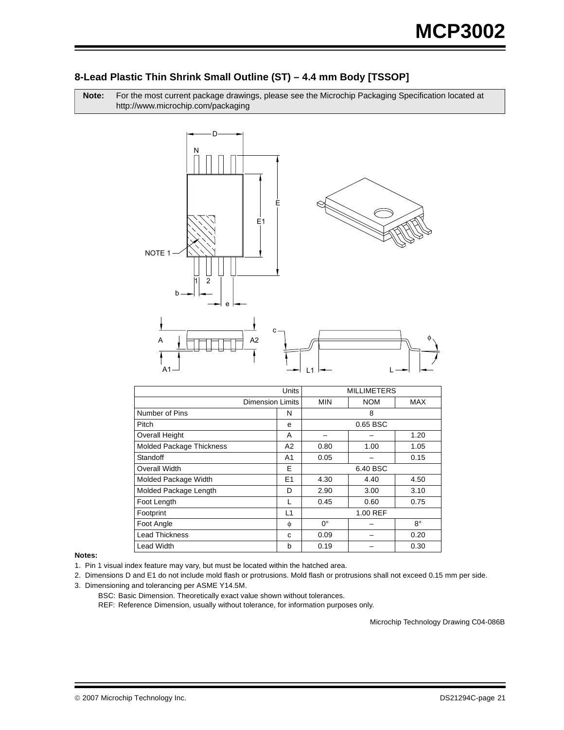## 8-Lead Plastic Thin Shrink Small Outline (ST) – 4.4 mm Body [TSSOP]

**Note:** For the most current package drawings, please see the Microchip Packaging Specification located at http://www.microchip.com/packaging

| Units | | MILLIMETERS | | |
|---|---|---|---|---|
| Dimension Limits | | MIN | NOM | MAX |
| Number of Pins | N | | 8 | |
| Pitch | e | | 0.65 BSC | |
| Overall Height | A | – | – | 1.20 |
| Molded Package Thickness | A2 | 0.80 | 1.00 | 1.05 |
| Standoff | A1 | 0.05 | – | 0.15 |
| Overall Width | E | | 6.40 BSC | |
| Molded Package Width | E1 | 4.30 | 4.40 | 4.50 |
| Molded Package Length | D | 2.90 | 3.00 | 3.10 |
| Foot Length | L | 0.45 | 0.60 | 0.75 |
| Footprint | L1 | | 1.00 REF | |
| Foot Angle | ϕ | 0° | – | 8° |
| Lead Thickness | c | 0.09 | – | 0.20 |
| Lead Width | b | 0.19 | – | 0.30 |

**Notes:**

1. Pin 1 visual index feature may vary, but must be located within the hatched area.
2. Dimensions D and E1 do not include mold flash or protrusions. Mold flash or protrusions shall not exceed 0.15 mm per side.
3. Dimensioning and tolerancing per ASME Y14.5M.

   BSC: Basic Dimension. Theoretically exact value shown without tolerances.

   REF: Reference Dimension, usually without tolerance, for information purposes only.

Microchip Technology Drawing C04-086B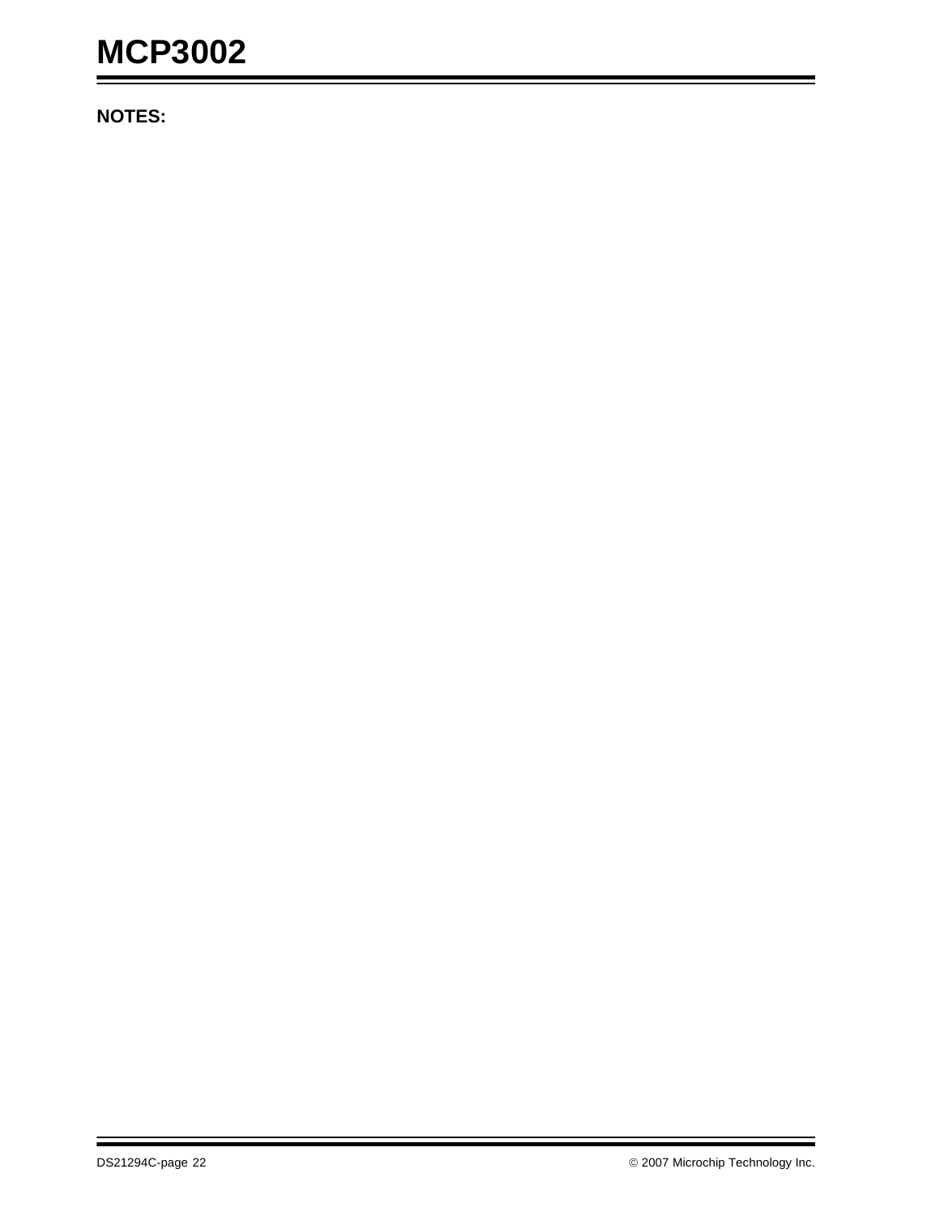**NOTES:**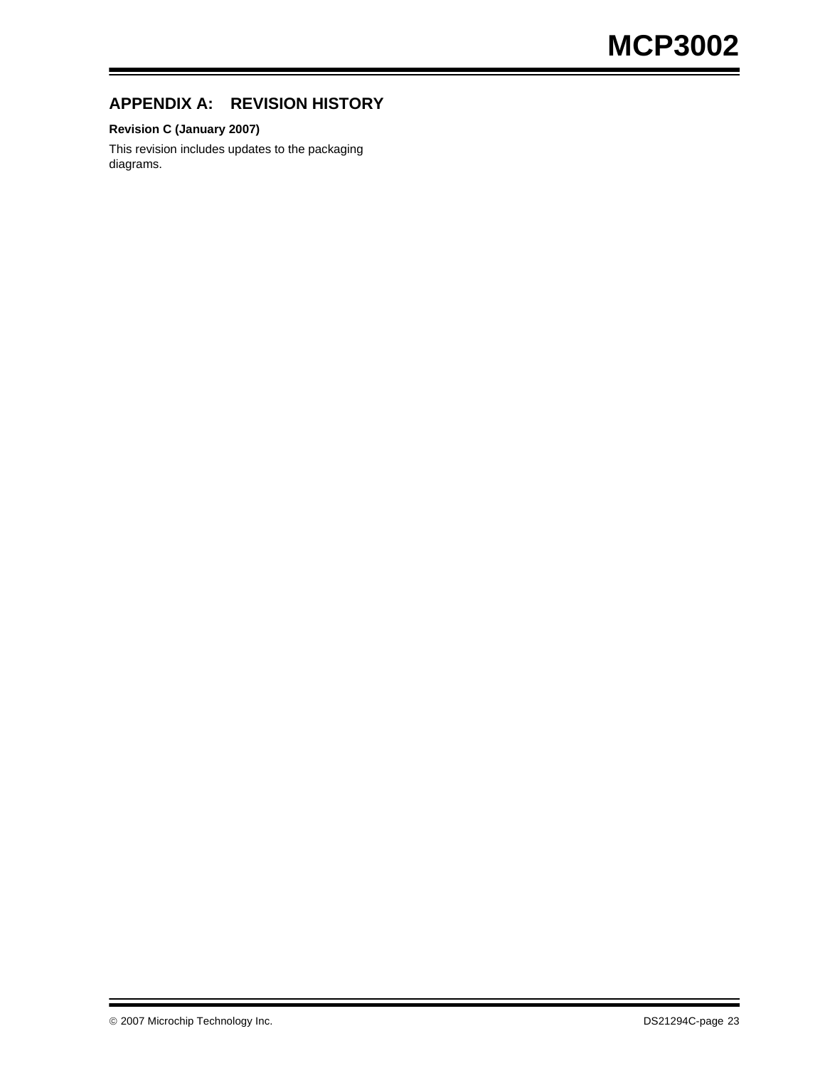## APPENDIX A: REVISION HISTORY

**Revision C (January 2007)**

This revision includes updates to the packaging diagrams.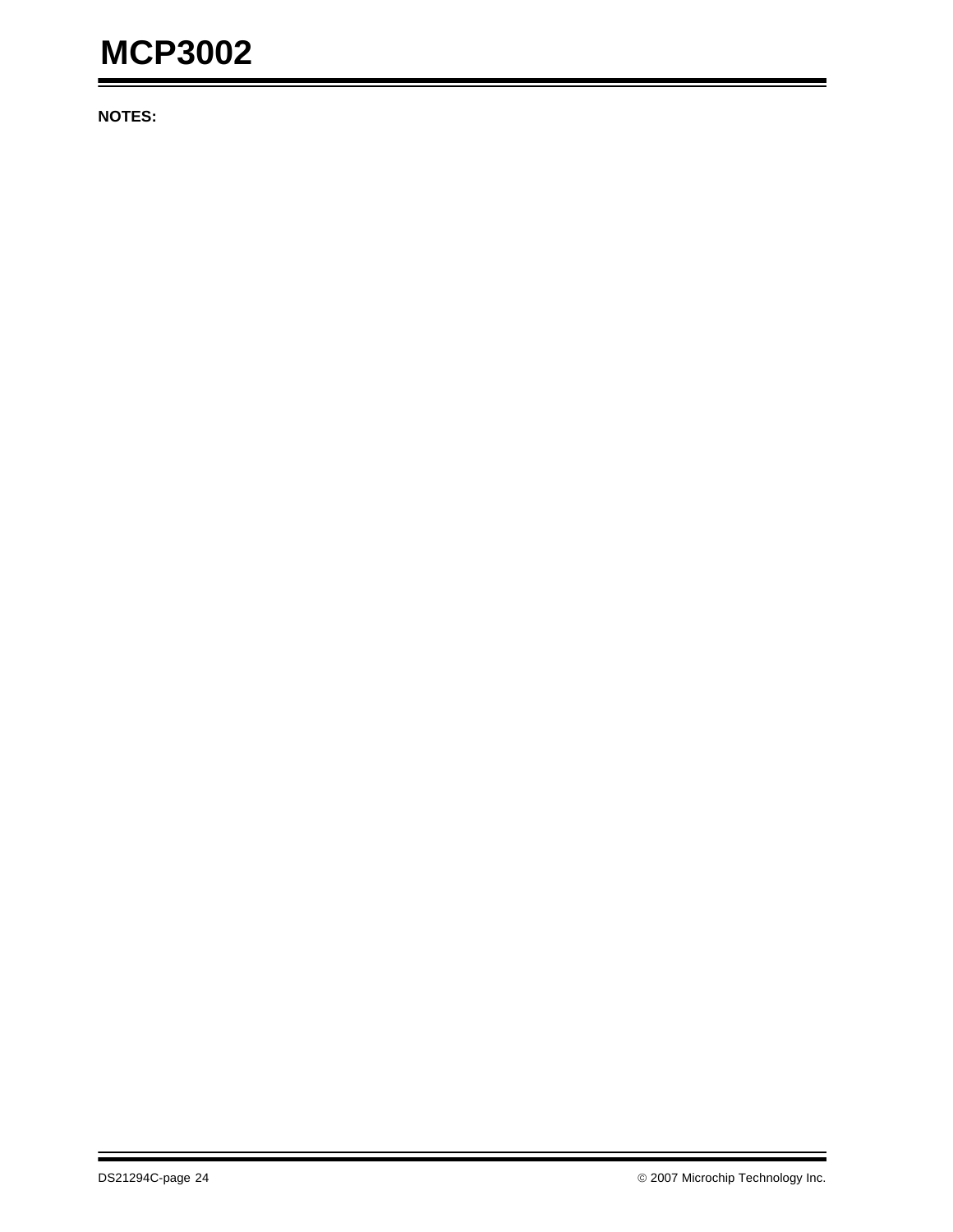**NOTES:**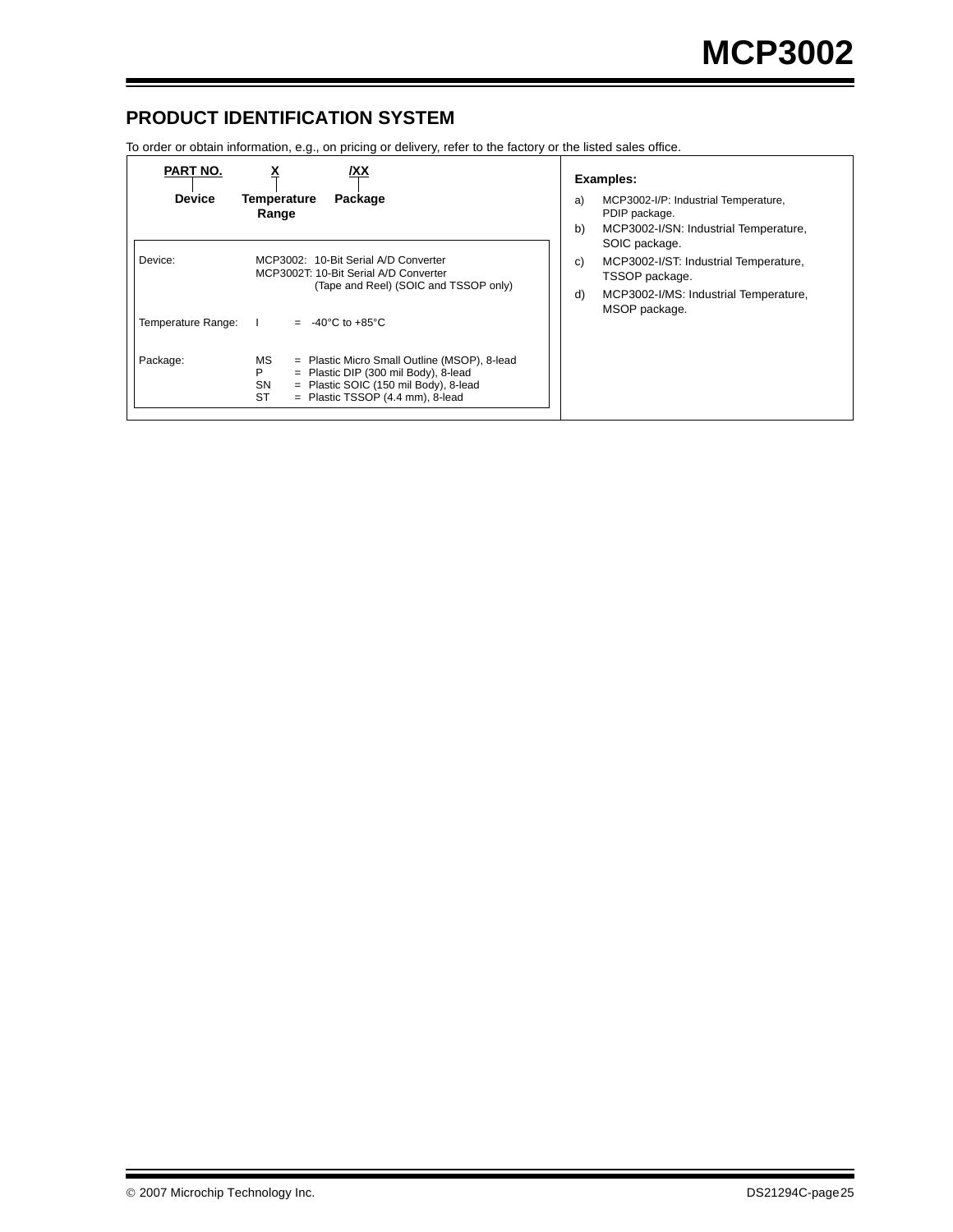## PRODUCT IDENTIFICATION SYSTEM

To order or obtain information, e.g., on pricing or delivery, refer to the factory or the listed sales office.

| PART NO. | X | /XX |
|---|---|---|
| Device | Temperature Range | Package |

| | |
|---|---|
| Device: | MCP3002: 10-Bit Serial A/D Converter<br>MCP3002T: 10-Bit Serial A/D Converter (Tape and Reel) (SOIC and TSSOP only) |
| Temperature Range: | I = -40°C to +85°C |
| Package: | MS = Plastic Micro Small Outline (MSOP), 8-lead<br>P = Plastic DIP (300 mil Body), 8-lead<br>SN = Plastic SOIC (150 mil Body), 8-lead<br>ST = Plastic TSSOP (4.4 mm), 8-lead |

**Examples:**

a) MCP3002-I/P: Industrial Temperature, PDIP package.

b) MCP3002-I/SN: Industrial Temperature, SOIC package.

c) MCP3002-I/ST: Industrial Temperature, TSSOP package.

d) MCP3002-I/MS: Industrial Temperature, MSOP package.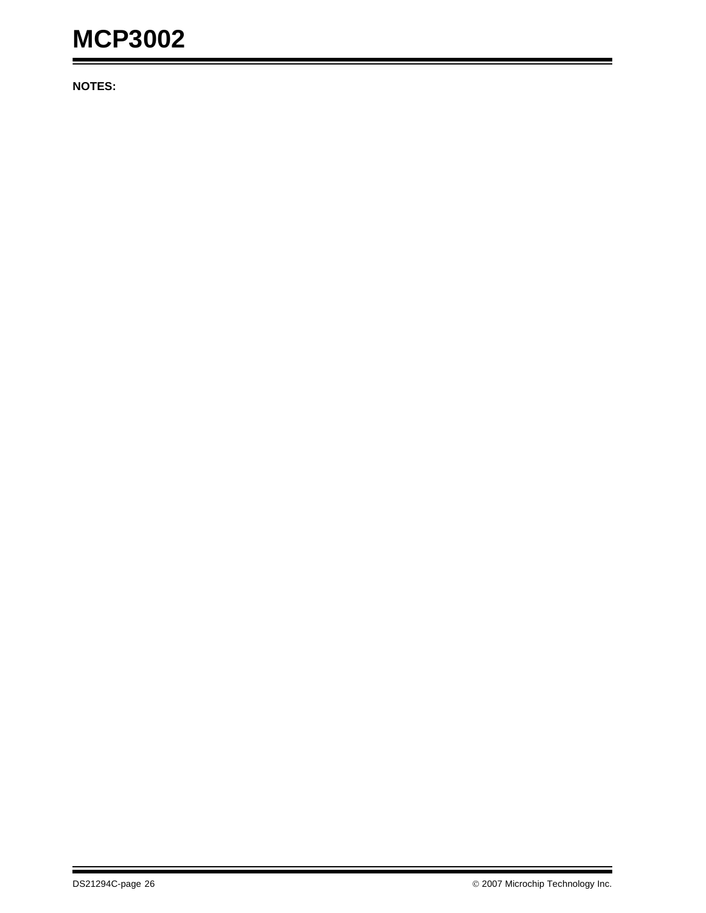**NOTES:**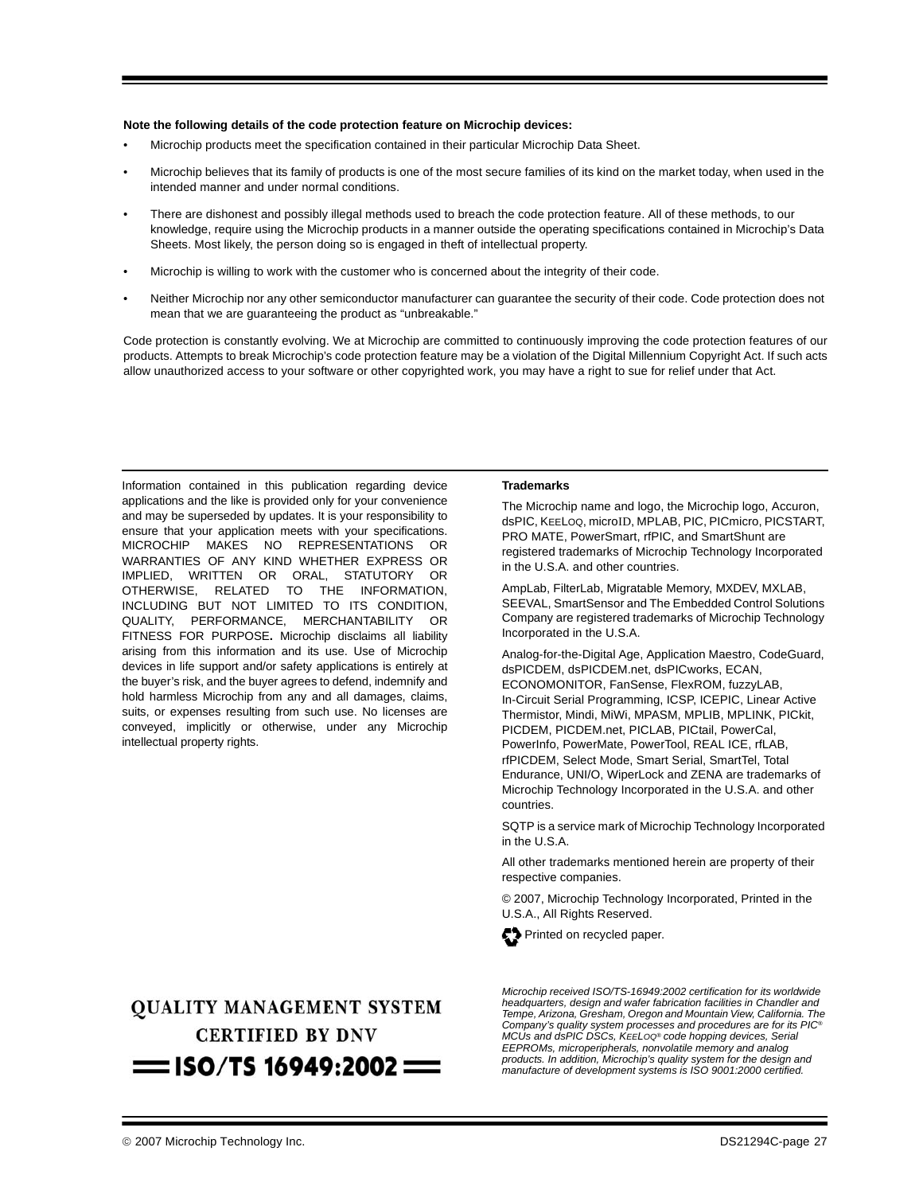**Note the following details of the code protection feature on Microchip devices:**

- Microchip products meet the specification contained in their particular Microchip Data Sheet.
- Microchip believes that its family of products is one of the most secure families of its kind on the market today, when used in the intended manner and under normal conditions.
- There are dishonest and possibly illegal methods used to breach the code protection feature. All of these methods, to our knowledge, require using the Microchip products in a manner outside the operating specifications contained in Microchip's Data Sheets. Most likely, the person doing so is engaged in theft of intellectual property.
- Microchip is willing to work with the customer who is concerned about the integrity of their code.
- Neither Microchip nor any other semiconductor manufacturer can guarantee the security of their code. Code protection does not mean that we are guaranteeing the product as "unbreakable."

Code protection is constantly evolving. We at Microchip are committed to continuously improving the code protection features of our products. Attempts to break Microchip's code protection feature may be a violation of the Digital Millennium Copyright Act. If such acts allow unauthorized access to your software or other copyrighted work, you may have a right to sue for relief under that Act.

Information contained in this publication regarding device applications and the like is provided only for your convenience and may be superseded by updates. It is your responsibility to ensure that your application meets with your specifications. MICROCHIP MAKES NO REPRESENTATIONS OR WARRANTIES OF ANY KIND WHETHER EXPRESS OR IMPLIED, WRITTEN OR ORAL, STATUTORY OR OTHERWISE, RELATED TO THE INFORMATION, INCLUDING BUT NOT LIMITED TO ITS CONDITION, QUALITY, PERFORMANCE, MERCHANTABILITY OR FITNESS FOR PURPOSE**.** Microchip disclaims all liability arising from this information and its use. Use of Microchip devices in life support and/or safety applications is entirely at the buyer's risk, and the buyer agrees to defend, indemnify and hold harmless Microchip from any and all damages, claims, suits, or expenses resulting from such use. No licenses are conveyed, implicitly or otherwise, under any Microchip intellectual property rights.

**Trademarks**

The Microchip name and logo, the Microchip logo, Accuron, dsPIC, KEELOQ, microID, MPLAB, PIC, PICmicro, PICSTART, PRO MATE, PowerSmart, rfPIC, and SmartShunt are registered trademarks of Microchip Technology Incorporated in the U.S.A. and other countries.

AmpLab, FilterLab, Migratable Memory, MXDEV, MXLAB, SEEVAL, SmartSensor and The Embedded Control Solutions Company are registered trademarks of Microchip Technology Incorporated in the U.S.A.

Analog-for-the-Digital Age, Application Maestro, CodeGuard, dsPICDEM, dsPICDEM.net, dsPICworks, ECAN, ECONOMONITOR, FanSense, FlexROM, fuzzyLAB, In-Circuit Serial Programming, ICSP, ICEPIC, Linear Active Thermistor, Mindi, MiWi, MPASM, MPLIB, MPLINK, PICkit, PICDEM, PICDEM.net, PICLAB, PICtail, PowerCal, PowerInfo, PowerMate, PowerTool, REAL ICE, rfLAB, rfPICDEM, Select Mode, Smart Serial, SmartTel, Total Endurance, UNI/O, WiperLock and ZENA are trademarks of Microchip Technology Incorporated in the U.S.A. and other countries.

SQTP is a service mark of Microchip Technology Incorporated in the U.S.A.

All other trademarks mentioned herein are property of their respective companies.

© 2007, Microchip Technology Incorporated, Printed in the U.S.A., All Rights Reserved.

Printed on recycled paper.

QUALITY MANAGEMENT SYSTEM
CERTIFIED BY DNV
ISO/TS 16949:2002

*Microchip received ISO/TS-16949:2002 certification for its worldwide headquarters, design and wafer fabrication facilities in Chandler and Tempe, Arizona, Gresham, Oregon and Mountain View, California. The Company's quality system processes and procedures are for its PIC® MCUs and dsPIC DSCs, KEELOQ® code hopping devices, Serial EEPROMs, microperipherals, nonvolatile memory and analog products. In addition, Microchip's quality system for the design and manufacture of development systems is ISO 9001:2000 certified.*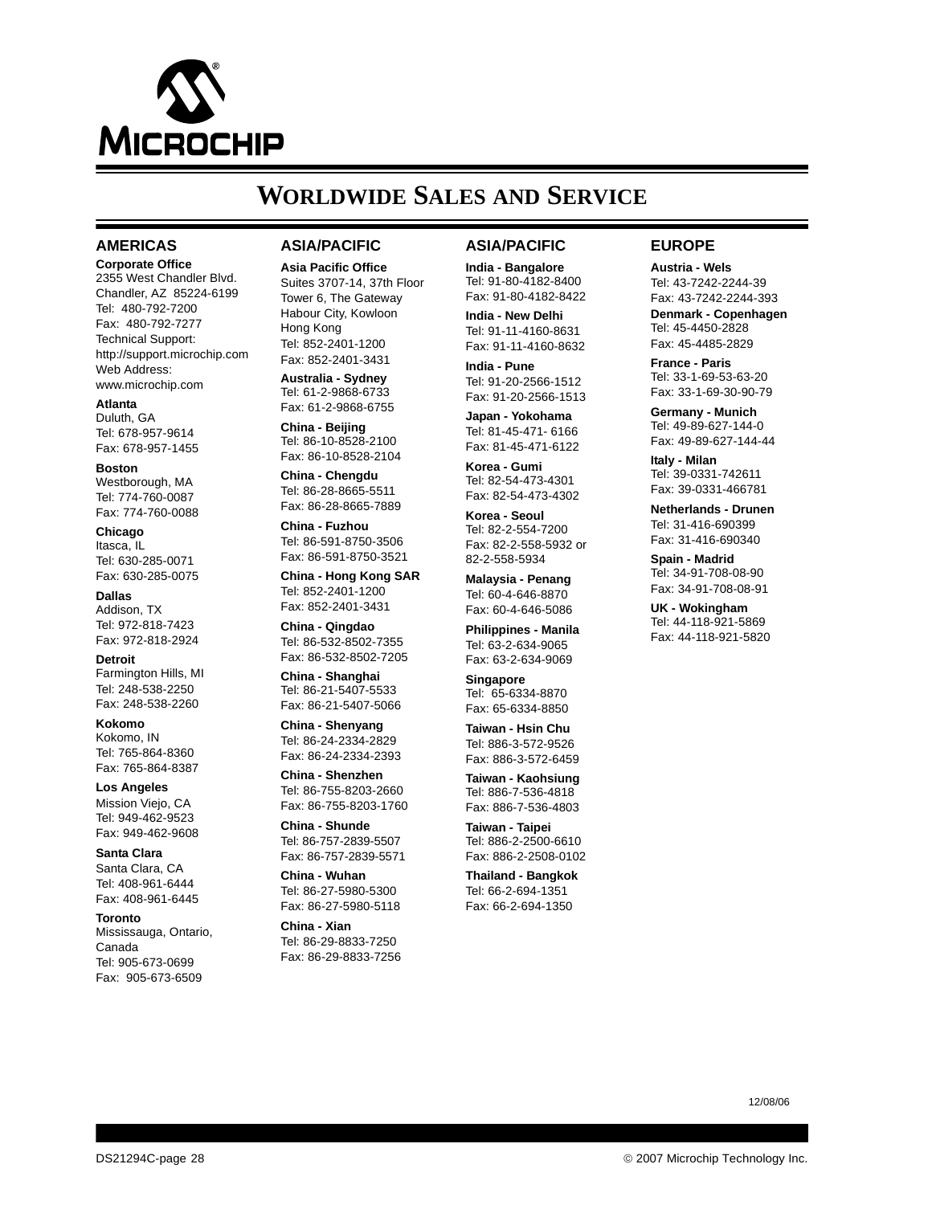MICROCHIP

# WORLDWIDE SALES AND SERVICE

## AMERICAS

**Corporate Office**
2355 West Chandler Blvd.
Chandler, AZ 85224-6199
Tel: 480-792-7200
Fax: 480-792-7277
Technical Support:
http://support.microchip.com
Web Address:
www.microchip.com

**Atlanta**
Duluth, GA
Tel: 678-957-9614
Fax: 678-957-1455

**Boston**
Westborough, MA
Tel: 774-760-0087
Fax: 774-760-0088

**Chicago**
Itasca, IL
Tel: 630-285-0071
Fax: 630-285-0075

**Dallas**
Addison, TX
Tel: 972-818-7423
Fax: 972-818-2924

**Detroit**
Farmington Hills, MI
Tel: 248-538-2250
Fax: 248-538-2260

**Kokomo**
Kokomo, IN
Tel: 765-864-8360
Fax: 765-864-8387

**Los Angeles**
Mission Viejo, CA
Tel: 949-462-9523
Fax: 949-462-9608

**Santa Clara**
Santa Clara, CA
Tel: 408-961-6444
Fax: 408-961-6445

**Toronto**
Mississauga, Ontario,
Canada
Tel: 905-673-0699
Fax: 905-673-6509

## ASIA/PACIFIC

**Asia Pacific Office**
Suites 3707-14, 37th Floor
Tower 6, The Gateway
Habour City, Kowloon
Hong Kong
Tel: 852-2401-1200
Fax: 852-2401-3431

**Australia - Sydney**
Tel: 61-2-9868-6733
Fax: 61-2-9868-6755

**China - Beijing**
Tel: 86-10-8528-2100
Fax: 86-10-8528-2104

**China - Chengdu**
Tel: 86-28-8665-5511
Fax: 86-28-8665-7889

**China - Fuzhou**
Tel: 86-591-8750-3506
Fax: 86-591-8750-3521

**China - Hong Kong SAR**
Tel: 852-2401-1200
Fax: 852-2401-3431

**China - Qingdao**
Tel: 86-532-8502-7355
Fax: 86-532-8502-7205

**China - Shanghai**
Tel: 86-21-5407-5533
Fax: 86-21-5407-5066

**China - Shenyang**
Tel: 86-24-2334-2829
Fax: 86-24-2334-2393

**China - Shenzhen**
Tel: 86-755-8203-2660
Fax: 86-755-8203-1760

**China - Shunde**
Tel: 86-757-2839-5507
Fax: 86-757-2839-5571

**China - Wuhan**
Tel: 86-27-5980-5300
Fax: 86-27-5980-5118

**China - Xian**
Tel: 86-29-8833-7250
Fax: 86-29-8833-7256

## ASIA/PACIFIC

**India - Bangalore**
Tel: 91-80-4182-8400
Fax: 91-80-4182-8422

**India - New Delhi**
Tel: 91-11-4160-8631
Fax: 91-11-4160-8632

**India - Pune**
Tel: 91-20-2566-1512
Fax: 91-20-2566-1513

**Japan - Yokohama**
Tel: 81-45-471- 6166
Fax: 81-45-471-6122

**Korea - Gumi**
Tel: 82-54-473-4301
Fax: 82-54-473-4302

**Korea - Seoul**
Tel: 82-2-554-7200
Fax: 82-2-558-5932 or
82-2-558-5934

**Malaysia - Penang**
Tel: 60-4-646-8870
Fax: 60-4-646-5086

**Philippines - Manila**
Tel: 63-2-634-9065
Fax: 63-2-634-9069

**Singapore**
Tel: 65-6334-8870
Fax: 65-6334-8850

**Taiwan - Hsin Chu**
Tel: 886-3-572-9526
Fax: 886-3-572-6459

**Taiwan - Kaohsiung**
Tel: 886-7-536-4818
Fax: 886-7-536-4803

**Taiwan - Taipei**
Tel: 886-2-2500-6610
Fax: 886-2-2508-0102

**Thailand - Bangkok**
Tel: 66-2-694-1351
Fax: 66-2-694-1350

## EUROPE

**Austria - Wels**
Tel: 43-7242-2244-39
Fax: 43-7242-2244-393

**Denmark - Copenhagen**
Tel: 45-4450-2828
Fax: 45-4485-2829

**France - Paris**
Tel: 33-1-69-53-63-20
Fax: 33-1-69-30-90-79

**Germany - Munich**
Tel: 49-89-627-144-0
Fax: 49-89-627-144-44

**Italy - Milan**
Tel: 39-0331-742611
Fax: 39-0331-466781

**Netherlands - Drunen**
Tel: 31-416-690399
Fax: 31-416-690340

**Spain - Madrid**
Tel: 34-91-708-08-90
Fax: 34-91-708-08-91

**UK - Wokingham**
Tel: 44-118-921-5869
Fax: 44-118-921-5820

12/08/06